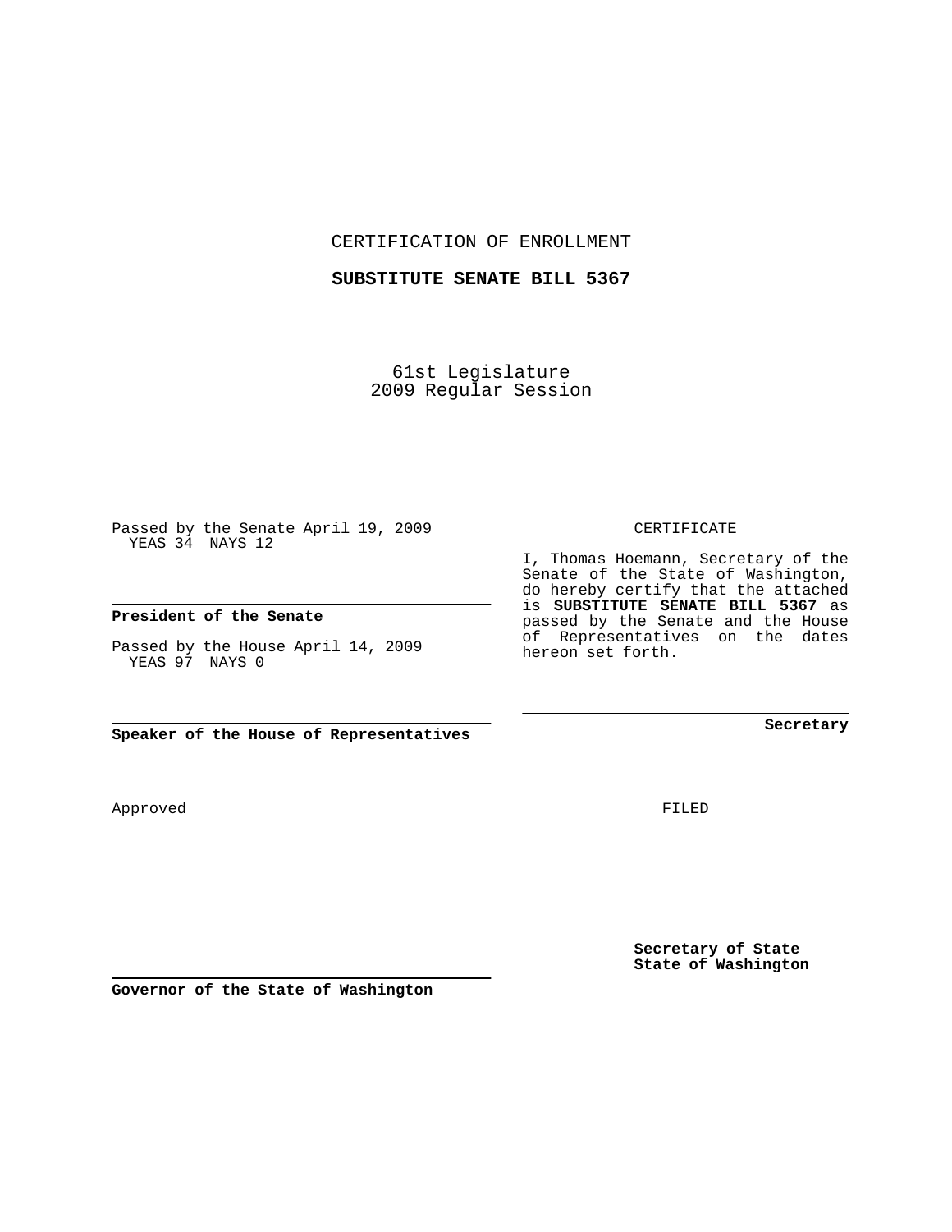CERTIFICATION OF ENROLLMENT

**SUBSTITUTE SENATE BILL 5367**

61st Legislature
2009 Regular Session

Passed by the Senate April 19, 2009
YEAS 34 NAYS 12

**President of the Senate**

Passed by the House April 14, 2009
YEAS 97 NAYS 0

**Speaker of the House of Representatives**

CERTIFICATE

I, Thomas Hoemann, Secretary of the Senate of the State of Washington, do hereby certify that the attached is **SUBSTITUTE SENATE BILL 5367** as passed by the Senate and the House of Representatives on the dates hereon set forth.

**Secretary**

Approved

FILED

**Secretary of State**
**State of Washington**

**Governor of the State of Washington**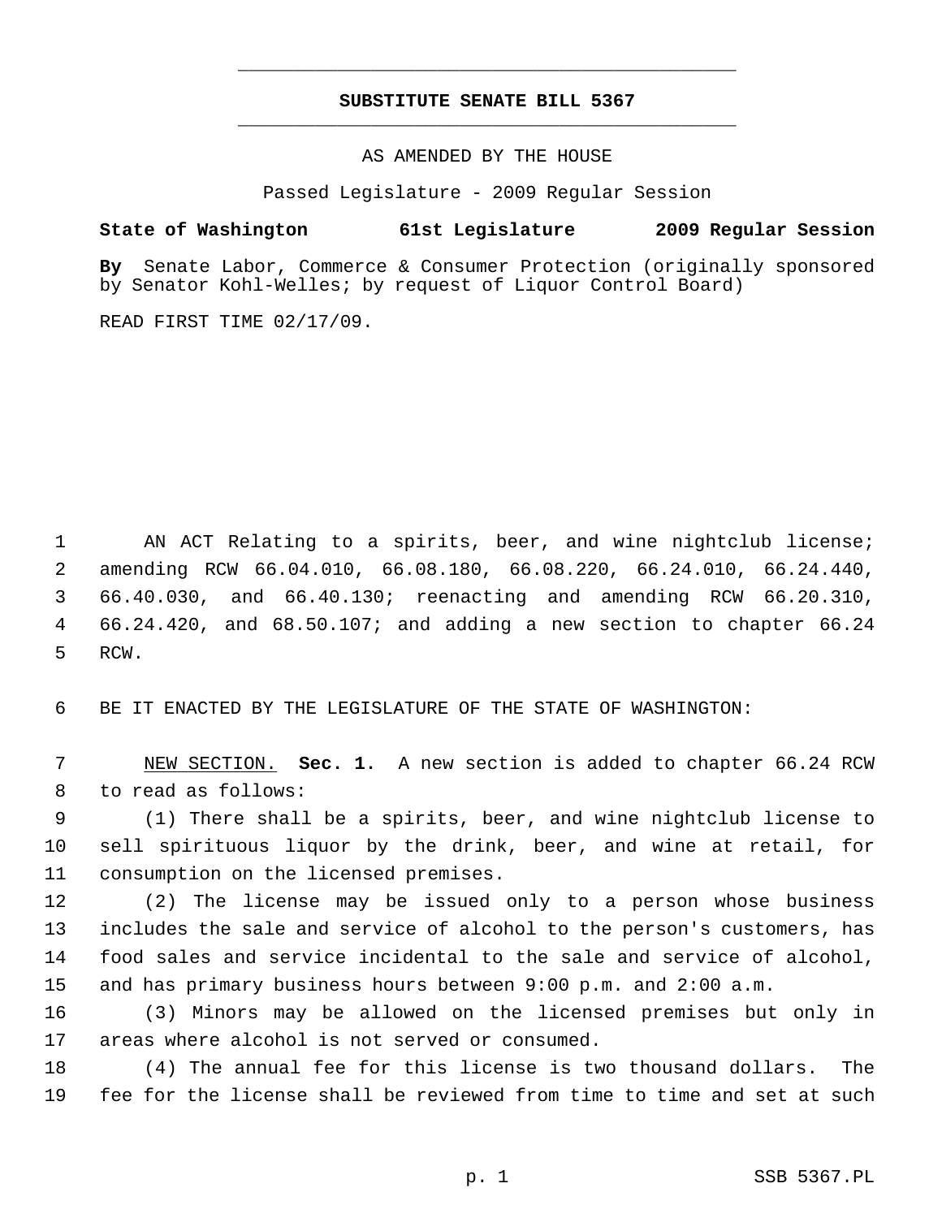# SUBSTITUTE SENATE BILL 5367

AS AMENDED BY THE HOUSE

Passed Legislature - 2009 Regular Session

**State of Washington 61st Legislature 2009 Regular Session**

**By** Senate Labor, Commerce & Consumer Protection (originally sponsored by Senator Kohl-Welles; by request of Liquor Control Board)

READ FIRST TIME 02/17/09.

AN ACT Relating to a spirits, beer, and wine nightclub license; amending RCW 66.04.010, 66.08.180, 66.08.220, 66.24.010, 66.24.440, 66.40.030, and 66.40.130; reenacting and amending RCW 66.20.310, 66.24.420, and 68.50.107; and adding a new section to chapter 66.24 RCW.

BE IT ENACTED BY THE LEGISLATURE OF THE STATE OF WASHINGTON:

NEW SECTION. **Sec. 1.** A new section is added to chapter 66.24 RCW to read as follows:

(1) There shall be a spirits, beer, and wine nightclub license to sell spirituous liquor by the drink, beer, and wine at retail, for consumption on the licensed premises.

(2) The license may be issued only to a person whose business includes the sale and service of alcohol to the person's customers, has food sales and service incidental to the sale and service of alcohol, and has primary business hours between 9:00 p.m. and 2:00 a.m.

(3) Minors may be allowed on the licensed premises but only in areas where alcohol is not served or consumed.

(4) The annual fee for this license is two thousand dollars. The fee for the license shall be reviewed from time to time and set at such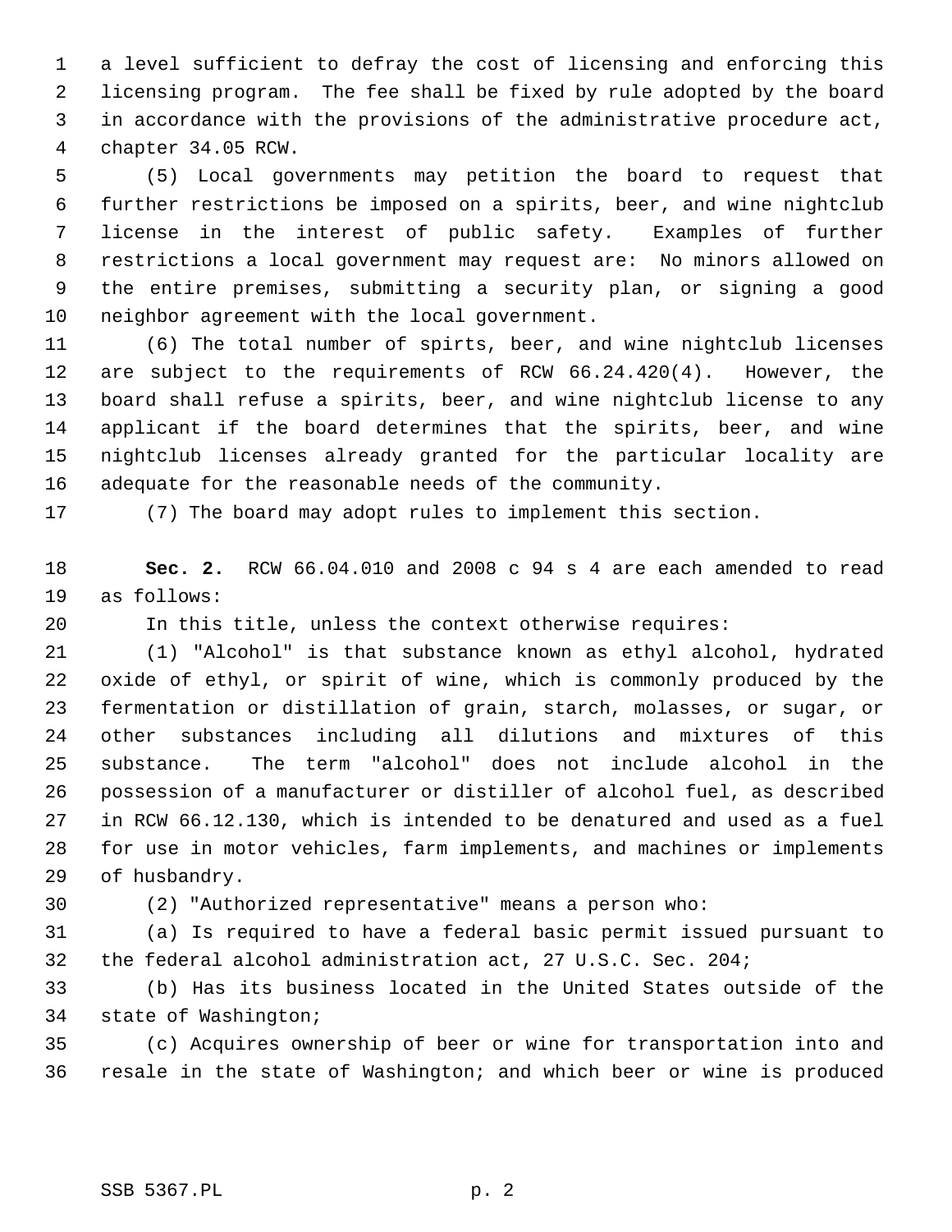a level sufficient to defray the cost of licensing and enforcing this licensing program. The fee shall be fixed by rule adopted by the board in accordance with the provisions of the administrative procedure act, chapter 34.05 RCW.

(5) Local governments may petition the board to request that further restrictions be imposed on a spirits, beer, and wine nightclub license in the interest of public safety. Examples of further restrictions a local government may request are: No minors allowed on the entire premises, submitting a security plan, or signing a good neighbor agreement with the local government.

(6) The total number of spirts, beer, and wine nightclub licenses are subject to the requirements of RCW 66.24.420(4). However, the board shall refuse a spirits, beer, and wine nightclub license to any applicant if the board determines that the spirits, beer, and wine nightclub licenses already granted for the particular locality are adequate for the reasonable needs of the community.

(7) The board may adopt rules to implement this section.

**Sec. 2.** RCW 66.04.010 and 2008 c 94 s 4 are each amended to read as follows:

In this title, unless the context otherwise requires:

(1) "Alcohol" is that substance known as ethyl alcohol, hydrated oxide of ethyl, or spirit of wine, which is commonly produced by the fermentation or distillation of grain, starch, molasses, or sugar, or other substances including all dilutions and mixtures of this substance. The term "alcohol" does not include alcohol in the possession of a manufacturer or distiller of alcohol fuel, as described in RCW 66.12.130, which is intended to be denatured and used as a fuel for use in motor vehicles, farm implements, and machines or implements of husbandry.

(2) "Authorized representative" means a person who:

(a) Is required to have a federal basic permit issued pursuant to the federal alcohol administration act, 27 U.S.C. Sec. 204;

(b) Has its business located in the United States outside of the state of Washington;

(c) Acquires ownership of beer or wine for transportation into and resale in the state of Washington; and which beer or wine is produced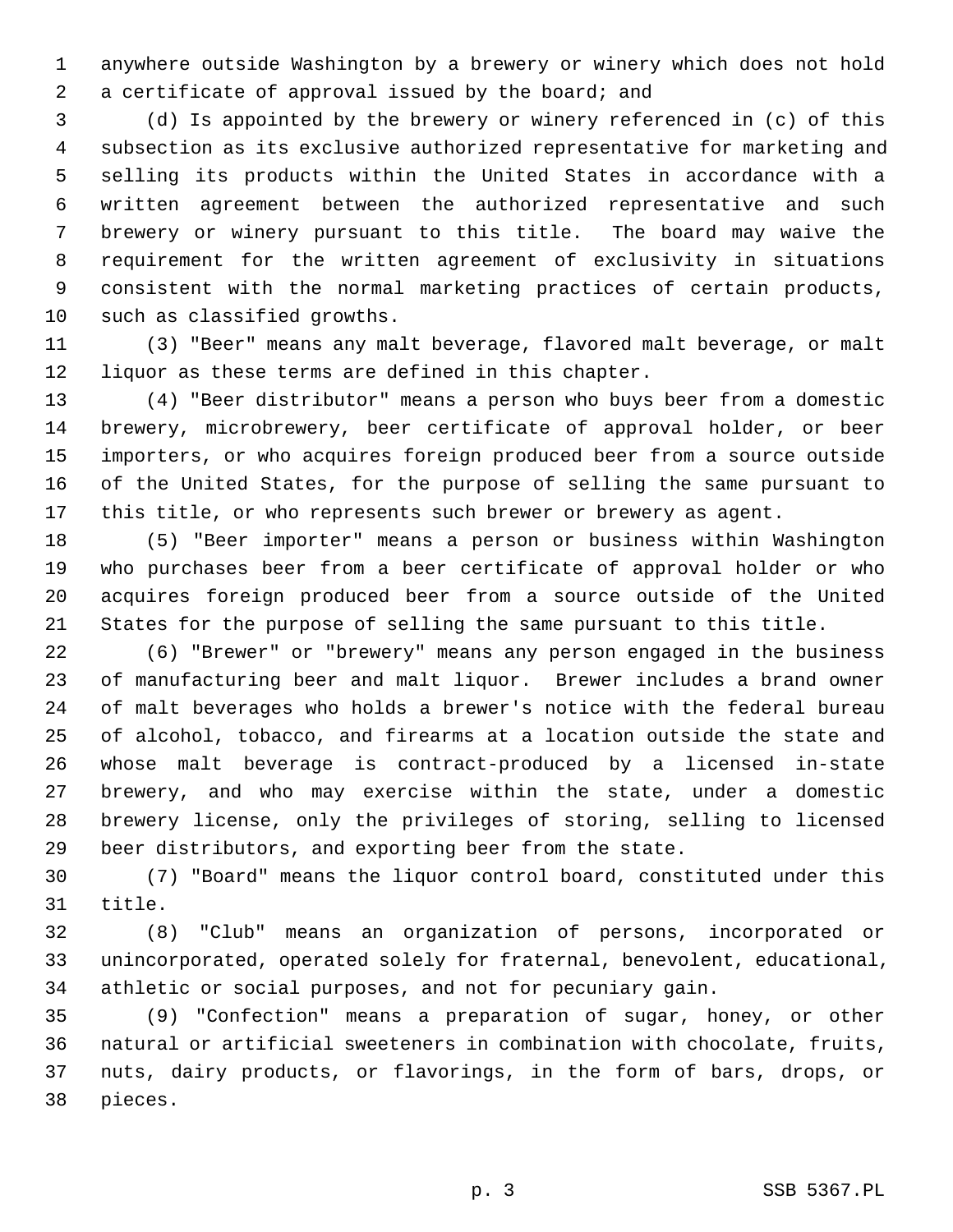anywhere outside Washington by a brewery or winery which does not hold a certificate of approval issued by the board; and

(d) Is appointed by the brewery or winery referenced in (c) of this subsection as its exclusive authorized representative for marketing and selling its products within the United States in accordance with a written agreement between the authorized representative and such brewery or winery pursuant to this title. The board may waive the requirement for the written agreement of exclusivity in situations consistent with the normal marketing practices of certain products, such as classified growths.

(3) "Beer" means any malt beverage, flavored malt beverage, or malt liquor as these terms are defined in this chapter.

(4) "Beer distributor" means a person who buys beer from a domestic brewery, microbrewery, beer certificate of approval holder, or beer importers, or who acquires foreign produced beer from a source outside of the United States, for the purpose of selling the same pursuant to this title, or who represents such brewer or brewery as agent.

(5) "Beer importer" means a person or business within Washington who purchases beer from a beer certificate of approval holder or who acquires foreign produced beer from a source outside of the United States for the purpose of selling the same pursuant to this title.

(6) "Brewer" or "brewery" means any person engaged in the business of manufacturing beer and malt liquor. Brewer includes a brand owner of malt beverages who holds a brewer's notice with the federal bureau of alcohol, tobacco, and firearms at a location outside the state and whose malt beverage is contract-produced by a licensed in-state brewery, and who may exercise within the state, under a domestic brewery license, only the privileges of storing, selling to licensed beer distributors, and exporting beer from the state.

(7) "Board" means the liquor control board, constituted under this title.

(8) "Club" means an organization of persons, incorporated or unincorporated, operated solely for fraternal, benevolent, educational, athletic or social purposes, and not for pecuniary gain.

(9) "Confection" means a preparation of sugar, honey, or other natural or artificial sweeteners in combination with chocolate, fruits, nuts, dairy products, or flavorings, in the form of bars, drops, or pieces.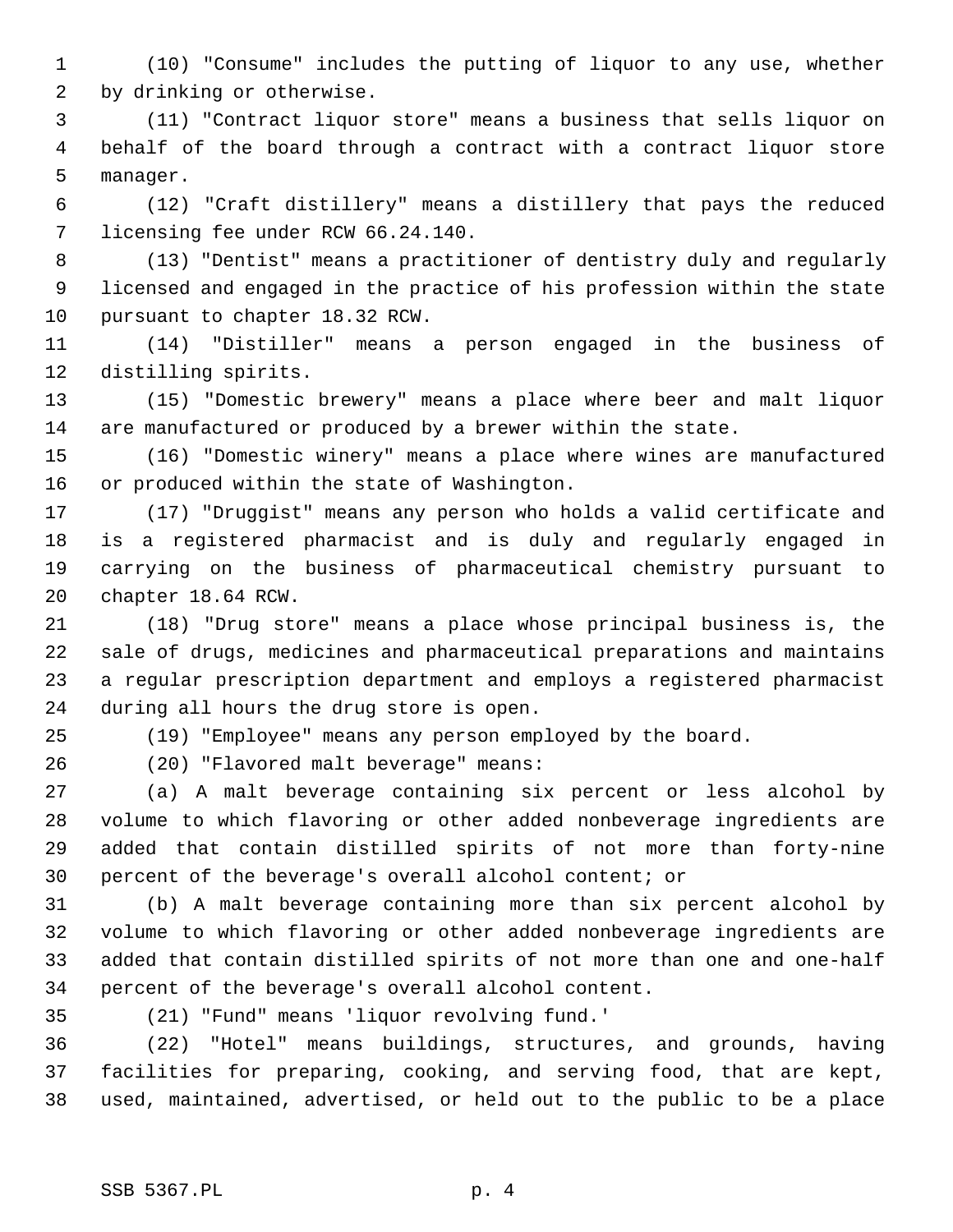(10) "Consume" includes the putting of liquor to any use, whether by drinking or otherwise.

(11) "Contract liquor store" means a business that sells liquor on behalf of the board through a contract with a contract liquor store manager.

(12) "Craft distillery" means a distillery that pays the reduced licensing fee under RCW 66.24.140.

(13) "Dentist" means a practitioner of dentistry duly and regularly licensed and engaged in the practice of his profession within the state pursuant to chapter 18.32 RCW.

(14) "Distiller" means a person engaged in the business of distilling spirits.

(15) "Domestic brewery" means a place where beer and malt liquor are manufactured or produced by a brewer within the state.

(16) "Domestic winery" means a place where wines are manufactured or produced within the state of Washington.

(17) "Druggist" means any person who holds a valid certificate and is a registered pharmacist and is duly and regularly engaged in carrying on the business of pharmaceutical chemistry pursuant to chapter 18.64 RCW.

(18) "Drug store" means a place whose principal business is, the sale of drugs, medicines and pharmaceutical preparations and maintains a regular prescription department and employs a registered pharmacist during all hours the drug store is open.

(19) "Employee" means any person employed by the board.

(20) "Flavored malt beverage" means:

(a) A malt beverage containing six percent or less alcohol by volume to which flavoring or other added nonbeverage ingredients are added that contain distilled spirits of not more than forty-nine percent of the beverage's overall alcohol content; or

(b) A malt beverage containing more than six percent alcohol by volume to which flavoring or other added nonbeverage ingredients are added that contain distilled spirits of not more than one and one-half percent of the beverage's overall alcohol content.

(21) "Fund" means 'liquor revolving fund.'

(22) "Hotel" means buildings, structures, and grounds, having facilities for preparing, cooking, and serving food, that are kept, used, maintained, advertised, or held out to the public to be a place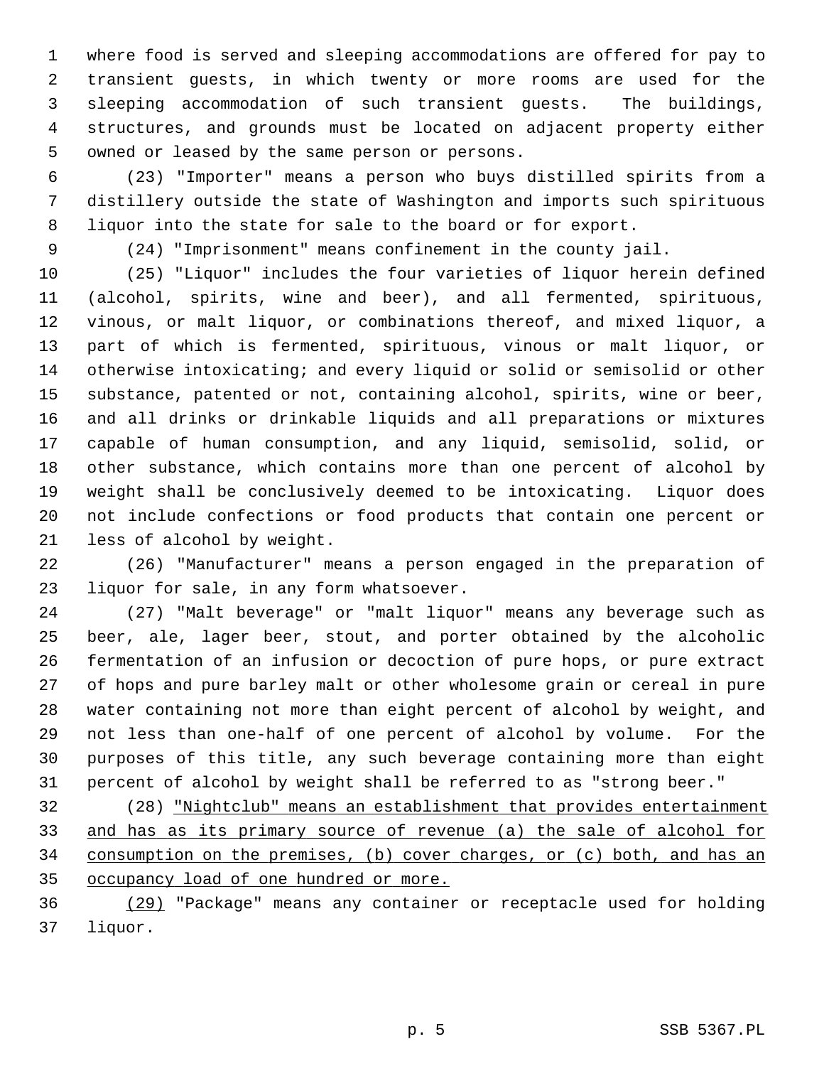where food is served and sleeping accommodations are offered for pay to transient guests, in which twenty or more rooms are used for the sleeping accommodation of such transient guests. The buildings, structures, and grounds must be located on adjacent property either owned or leased by the same person or persons.

(23) "Importer" means a person who buys distilled spirits from a distillery outside the state of Washington and imports such spirituous liquor into the state for sale to the board or for export.

(24) "Imprisonment" means confinement in the county jail.

(25) "Liquor" includes the four varieties of liquor herein defined (alcohol, spirits, wine and beer), and all fermented, spirituous, vinous, or malt liquor, or combinations thereof, and mixed liquor, a part of which is fermented, spirituous, vinous or malt liquor, or otherwise intoxicating; and every liquid or solid or semisolid or other substance, patented or not, containing alcohol, spirits, wine or beer, and all drinks or drinkable liquids and all preparations or mixtures capable of human consumption, and any liquid, semisolid, solid, or other substance, which contains more than one percent of alcohol by weight shall be conclusively deemed to be intoxicating. Liquor does not include confections or food products that contain one percent or less of alcohol by weight.

(26) "Manufacturer" means a person engaged in the preparation of liquor for sale, in any form whatsoever.

(27) "Malt beverage" or "malt liquor" means any beverage such as beer, ale, lager beer, stout, and porter obtained by the alcoholic fermentation of an infusion or decoction of pure hops, or pure extract of hops and pure barley malt or other wholesome grain or cereal in pure water containing not more than eight percent of alcohol by weight, and not less than one-half of one percent of alcohol by volume. For the purposes of this title, any such beverage containing more than eight percent of alcohol by weight shall be referred to as "strong beer."

(28) <u>"Nightclub" means an establishment that provides entertainment and has as its primary source of revenue (a) the sale of alcohol for consumption on the premises, (b) cover charges, or (c) both, and has an occupancy load of one hundred or more.</u>

<u>(29)</u> "Package" means any container or receptacle used for holding liquor.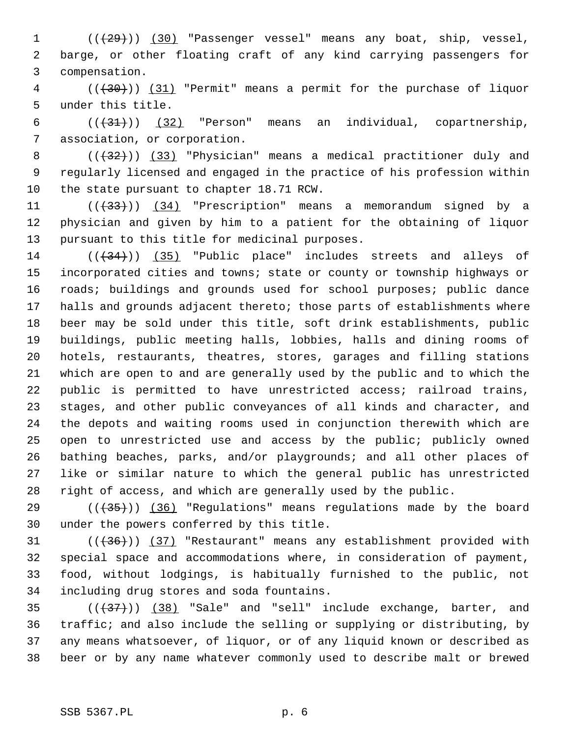((~~(29)~~)) <u>(30)</u> "Passenger vessel" means any boat, ship, vessel, barge, or other floating craft of any kind carrying passengers for compensation.

((~~(30)~~)) <u>(31)</u> "Permit" means a permit for the purchase of liquor under this title.

((~~(31)~~)) <u>(32)</u> "Person" means an individual, copartnership, association, or corporation.

((~~(32)~~)) <u>(33)</u> "Physician" means a medical practitioner duly and regularly licensed and engaged in the practice of his profession within the state pursuant to chapter 18.71 RCW.

((~~(33)~~)) <u>(34)</u> "Prescription" means a memorandum signed by a physician and given by him to a patient for the obtaining of liquor pursuant to this title for medicinal purposes.

((~~(34)~~)) <u>(35)</u> "Public place" includes streets and alleys of incorporated cities and towns; state or county or township highways or roads; buildings and grounds used for school purposes; public dance halls and grounds adjacent thereto; those parts of establishments where beer may be sold under this title, soft drink establishments, public buildings, public meeting halls, lobbies, halls and dining rooms of hotels, restaurants, theatres, stores, garages and filling stations which are open to and are generally used by the public and to which the public is permitted to have unrestricted access; railroad trains, stages, and other public conveyances of all kinds and character, and the depots and waiting rooms used in conjunction therewith which are open to unrestricted use and access by the public; publicly owned bathing beaches, parks, and/or playgrounds; and all other places of like or similar nature to which the general public has unrestricted right of access, and which are generally used by the public.

((~~(35)~~)) <u>(36)</u> "Regulations" means regulations made by the board under the powers conferred by this title.

((~~(36)~~)) <u>(37)</u> "Restaurant" means any establishment provided with special space and accommodations where, in consideration of payment, food, without lodgings, is habitually furnished to the public, not including drug stores and soda fountains.

((~~(37)~~)) <u>(38)</u> "Sale" and "sell" include exchange, barter, and traffic; and also include the selling or supplying or distributing, by any means whatsoever, of liquor, or of any liquid known or described as beer or by any name whatever commonly used to describe malt or brewed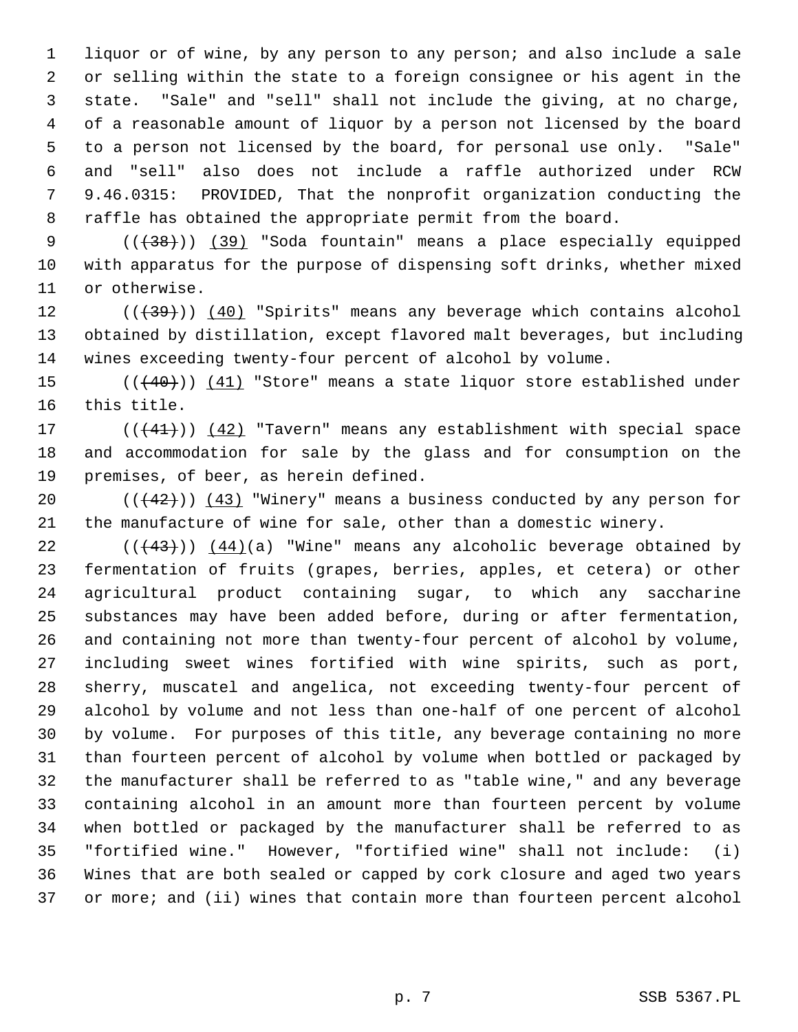liquor or of wine, by any person to any person; and also include a sale or selling within the state to a foreign consignee or his agent in the state. "Sale" and "sell" shall not include the giving, at no charge, of a reasonable amount of liquor by a person not licensed by the board to a person not licensed by the board, for personal use only. "Sale" and "sell" also does not include a raffle authorized under RCW 9.46.0315: PROVIDED, That the nonprofit organization conducting the raffle has obtained the appropriate permit from the board.

(( ~~(38)~~ )) (39) "Soda fountain" means a place especially equipped with apparatus for the purpose of dispensing soft drinks, whether mixed or otherwise.

(( ~~(39)~~ )) (40) "Spirits" means any beverage which contains alcohol obtained by distillation, except flavored malt beverages, but including wines exceeding twenty-four percent of alcohol by volume.

(( ~~(40)~~ )) (41) "Store" means a state liquor store established under this title.

(( ~~(41)~~ )) (42) "Tavern" means any establishment with special space and accommodation for sale by the glass and for consumption on the premises, of beer, as herein defined.

(( ~~(42)~~ )) (43) "Winery" means a business conducted by any person for the manufacture of wine for sale, other than a domestic winery.

(( ~~(43)~~ )) (44)(a) "Wine" means any alcoholic beverage obtained by fermentation of fruits (grapes, berries, apples, et cetera) or other agricultural product containing sugar, to which any saccharine substances may have been added before, during or after fermentation, and containing not more than twenty-four percent of alcohol by volume, including sweet wines fortified with wine spirits, such as port, sherry, muscatel and angelica, not exceeding twenty-four percent of alcohol by volume and not less than one-half of one percent of alcohol by volume. For purposes of this title, any beverage containing no more than fourteen percent of alcohol by volume when bottled or packaged by the manufacturer shall be referred to as "table wine," and any beverage containing alcohol in an amount more than fourteen percent by volume when bottled or packaged by the manufacturer shall be referred to as "fortified wine." However, "fortified wine" shall not include: (i) Wines that are both sealed or capped by cork closure and aged two years or more; and (ii) wines that contain more than fourteen percent alcohol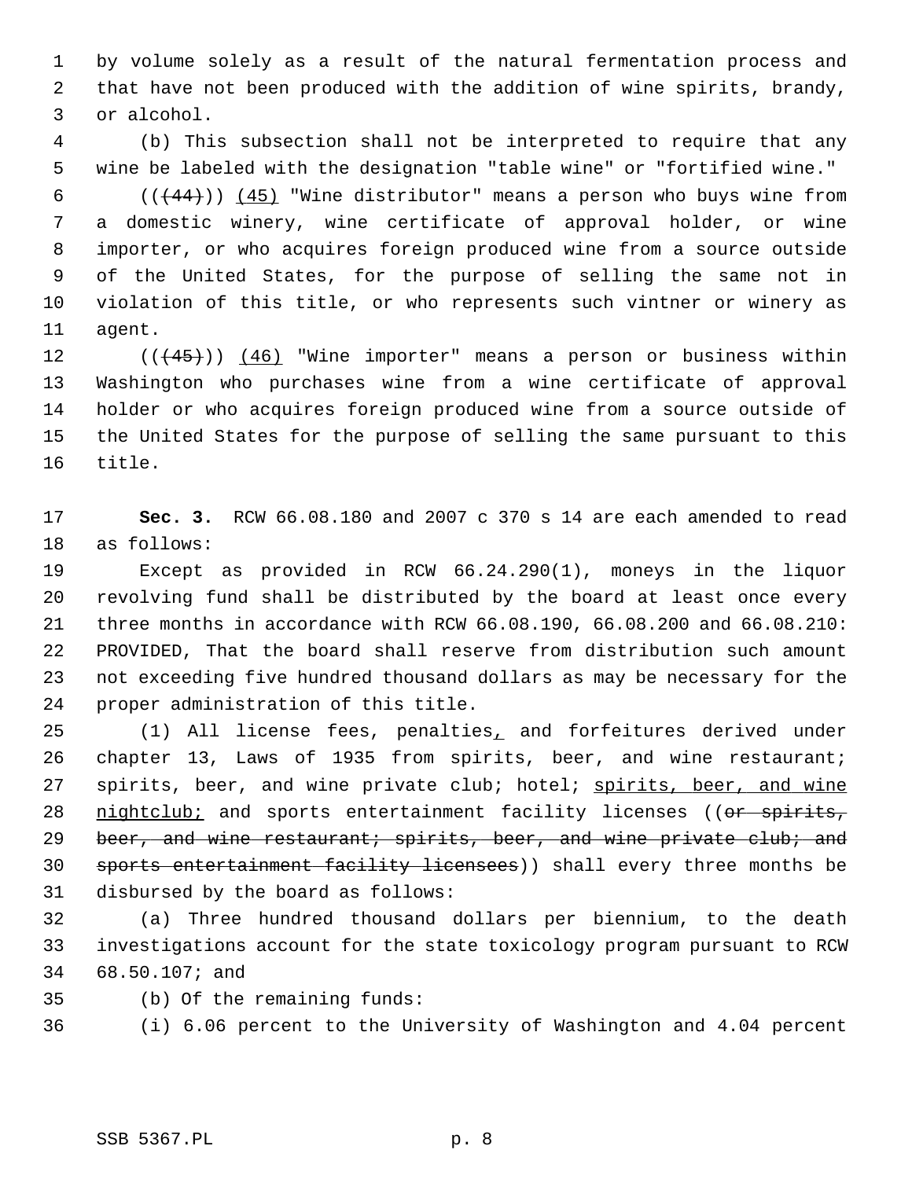by volume solely as a result of the natural fermentation process and that have not been produced with the addition of wine spirits, brandy, or alcohol.

(b) This subsection shall not be interpreted to require that any wine be labeled with the designation "table wine" or "fortified wine."

(( ~~(44)~~ )) <u>(45)</u> "Wine distributor" means a person who buys wine from a domestic winery, wine certificate of approval holder, or wine importer, or who acquires foreign produced wine from a source outside of the United States, for the purpose of selling the same not in violation of this title, or who represents such vintner or winery as agent.

(( ~~(45)~~ )) <u>(46)</u> "Wine importer" means a person or business within Washington who purchases wine from a wine certificate of approval holder or who acquires foreign produced wine from a source outside of the United States for the purpose of selling the same pursuant to this title.

**Sec. 3.** RCW 66.08.180 and 2007 c 370 s 14 are each amended to read as follows:

Except as provided in RCW 66.24.290(1), moneys in the liquor revolving fund shall be distributed by the board at least once every three months in accordance with RCW 66.08.190, 66.08.200 and 66.08.210: PROVIDED, That the board shall reserve from distribution such amount not exceeding five hundred thousand dollars as may be necessary for the proper administration of this title.

(1) All license fees, penalties<u>,</u> and forfeitures derived under chapter 13, Laws of 1935 from spirits, beer, and wine restaurant; spirits, beer, and wine private club; hotel; <u>spirits, beer, and wine nightclub;</u> and sports entertainment facility licenses (( ~~or spirits, beer, and wine restaurant; spirits, beer, and wine private club; and sports entertainment facility licensees~~ )) shall every three months be disbursed by the board as follows:

(a) Three hundred thousand dollars per biennium, to the death investigations account for the state toxicology program pursuant to RCW 68.50.107; and

(b) Of the remaining funds:

(i) 6.06 percent to the University of Washington and 4.04 percent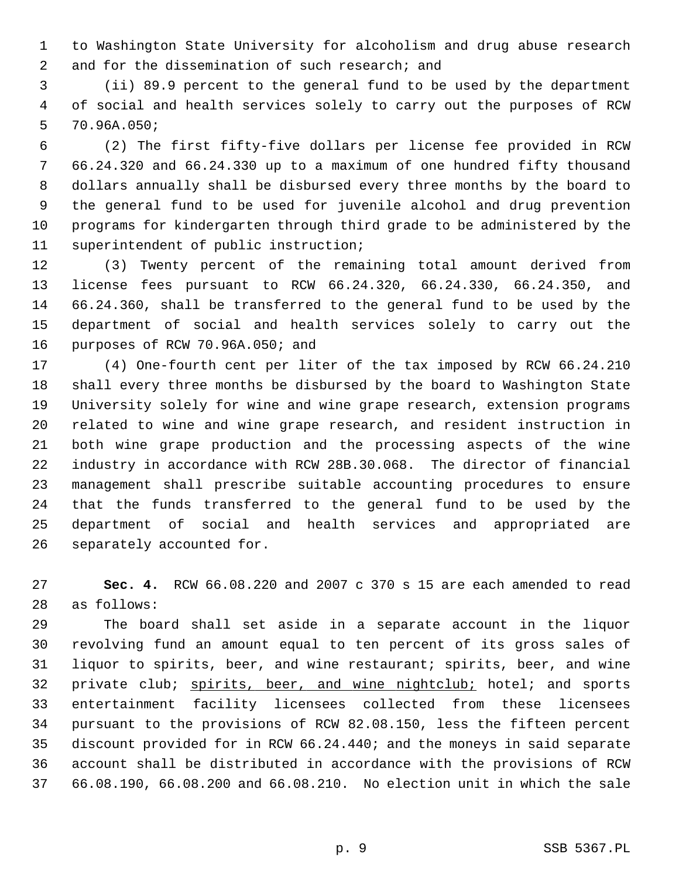to Washington State University for alcoholism and drug abuse research and for the dissemination of such research; and

(ii) 89.9 percent to the general fund to be used by the department of social and health services solely to carry out the purposes of RCW 70.96A.050;

(2) The first fifty-five dollars per license fee provided in RCW 66.24.320 and 66.24.330 up to a maximum of one hundred fifty thousand dollars annually shall be disbursed every three months by the board to the general fund to be used for juvenile alcohol and drug prevention programs for kindergarten through third grade to be administered by the superintendent of public instruction;

(3) Twenty percent of the remaining total amount derived from license fees pursuant to RCW 66.24.320, 66.24.330, 66.24.350, and 66.24.360, shall be transferred to the general fund to be used by the department of social and health services solely to carry out the purposes of RCW 70.96A.050; and

(4) One-fourth cent per liter of the tax imposed by RCW 66.24.210 shall every three months be disbursed by the board to Washington State University solely for wine and wine grape research, extension programs related to wine and wine grape research, and resident instruction in both wine grape production and the processing aspects of the wine industry in accordance with RCW 28B.30.068. The director of financial management shall prescribe suitable accounting procedures to ensure that the funds transferred to the general fund to be used by the department of social and health services and appropriated are separately accounted for.

**Sec. 4.** RCW 66.08.220 and 2007 c 370 s 15 are each amended to read as follows:

The board shall set aside in a separate account in the liquor revolving fund an amount equal to ten percent of its gross sales of liquor to spirits, beer, and wine restaurant; spirits, beer, and wine private club; <u>spirits, beer, and wine nightclub;</u> hotel; and sports entertainment facility licensees collected from these licensees pursuant to the provisions of RCW 82.08.150, less the fifteen percent discount provided for in RCW 66.24.440; and the moneys in said separate account shall be distributed in accordance with the provisions of RCW 66.08.190, 66.08.200 and 66.08.210. No election unit in which the sale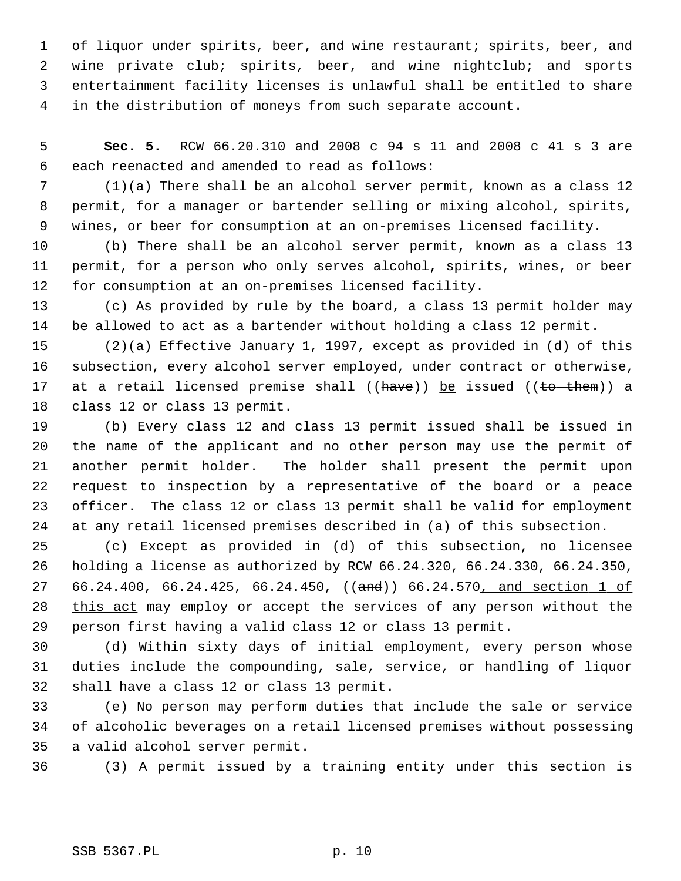of liquor under spirits, beer, and wine restaurant; spirits, beer, and wine private club; <u>spirits, beer, and wine nightclub;</u> and sports entertainment facility licenses is unlawful shall be entitled to share in the distribution of moneys from such separate account.

**Sec. 5.** RCW 66.20.310 and 2008 c 94 s 11 and 2008 c 41 s 3 are each reenacted and amended to read as follows:

(1)(a) There shall be an alcohol server permit, known as a class 12 permit, for a manager or bartender selling or mixing alcohol, spirits, wines, or beer for consumption at an on-premises licensed facility.

(b) There shall be an alcohol server permit, known as a class 13 permit, for a person who only serves alcohol, spirits, wines, or beer for consumption at an on-premises licensed facility.

(c) As provided by rule by the board, a class 13 permit holder may be allowed to act as a bartender without holding a class 12 permit.

(2)(a) Effective January 1, 1997, except as provided in (d) of this subsection, every alcohol server employed, under contract or otherwise, at a retail licensed premise shall ((~~have~~)) <u>be</u> issued ((~~to them~~)) a class 12 or class 13 permit.

(b) Every class 12 and class 13 permit issued shall be issued in the name of the applicant and no other person may use the permit of another permit holder. The holder shall present the permit upon request to inspection by a representative of the board or a peace officer. The class 12 or class 13 permit shall be valid for employment at any retail licensed premises described in (a) of this subsection.

(c) Except as provided in (d) of this subsection, no licensee holding a license as authorized by RCW 66.24.320, 66.24.330, 66.24.350, 66.24.400, 66.24.425, 66.24.450, ((~~and~~)) 66.24.570<u>, and section 1 of this act</u> may employ or accept the services of any person without the person first having a valid class 12 or class 13 permit.

(d) Within sixty days of initial employment, every person whose duties include the compounding, sale, service, or handling of liquor shall have a class 12 or class 13 permit.

(e) No person may perform duties that include the sale or service of alcoholic beverages on a retail licensed premises without possessing a valid alcohol server permit.

(3) A permit issued by a training entity under this section is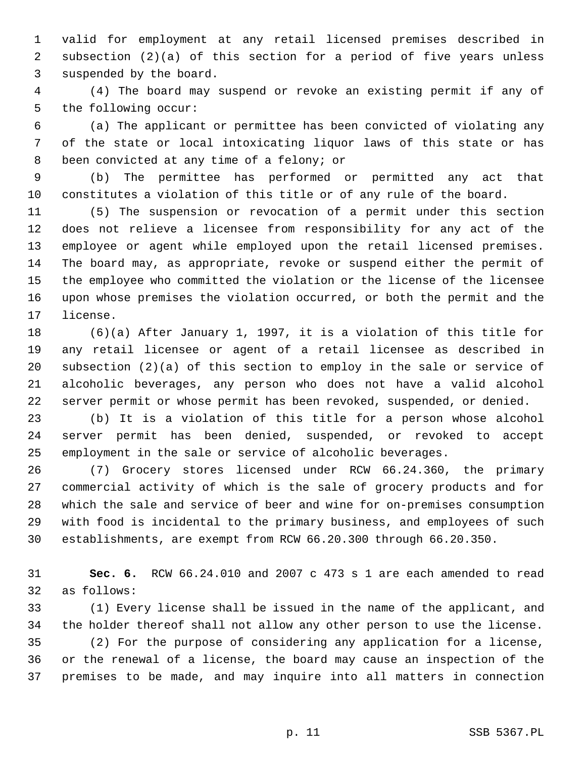valid for employment at any retail licensed premises described in subsection (2)(a) of this section for a period of five years unless suspended by the board.

(4) The board may suspend or revoke an existing permit if any of the following occur:

(a) The applicant or permittee has been convicted of violating any of the state or local intoxicating liquor laws of this state or has been convicted at any time of a felony; or

(b) The permittee has performed or permitted any act that constitutes a violation of this title or of any rule of the board.

(5) The suspension or revocation of a permit under this section does not relieve a licensee from responsibility for any act of the employee or agent while employed upon the retail licensed premises. The board may, as appropriate, revoke or suspend either the permit of the employee who committed the violation or the license of the licensee upon whose premises the violation occurred, or both the permit and the license.

(6)(a) After January 1, 1997, it is a violation of this title for any retail licensee or agent of a retail licensee as described in subsection (2)(a) of this section to employ in the sale or service of alcoholic beverages, any person who does not have a valid alcohol server permit or whose permit has been revoked, suspended, or denied.

(b) It is a violation of this title for a person whose alcohol server permit has been denied, suspended, or revoked to accept employment in the sale or service of alcoholic beverages.

(7) Grocery stores licensed under RCW 66.24.360, the primary commercial activity of which is the sale of grocery products and for which the sale and service of beer and wine for on-premises consumption with food is incidental to the primary business, and employees of such establishments, are exempt from RCW 66.20.300 through 66.20.350.

**Sec. 6.** RCW 66.24.010 and 2007 c 473 s 1 are each amended to read as follows:

(1) Every license shall be issued in the name of the applicant, and the holder thereof shall not allow any other person to use the license.

(2) For the purpose of considering any application for a license, or the renewal of a license, the board may cause an inspection of the premises to be made, and may inquire into all matters in connection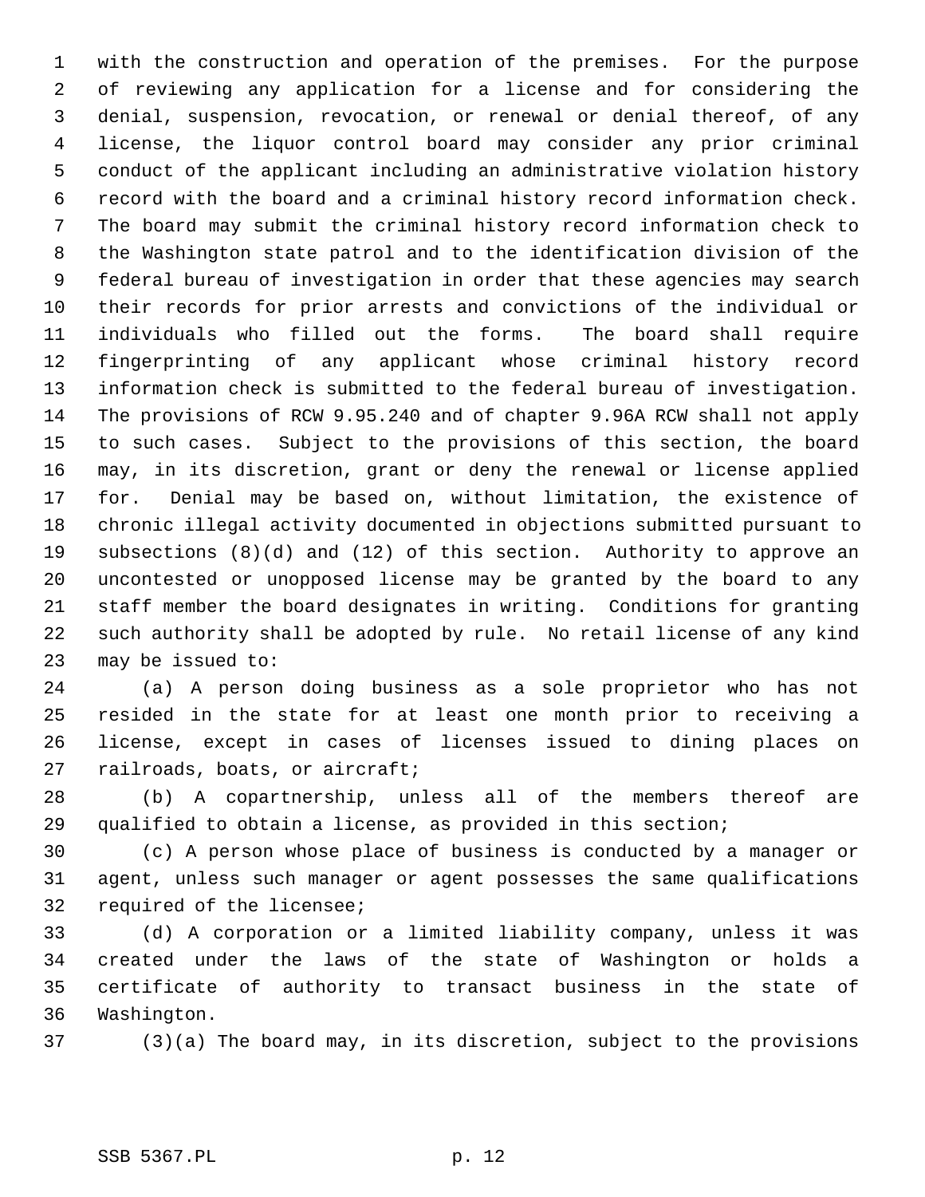with the construction and operation of the premises. For the purpose of reviewing any application for a license and for considering the denial, suspension, revocation, or renewal or denial thereof, of any license, the liquor control board may consider any prior criminal conduct of the applicant including an administrative violation history record with the board and a criminal history record information check. The board may submit the criminal history record information check to the Washington state patrol and to the identification division of the federal bureau of investigation in order that these agencies may search their records for prior arrests and convictions of the individual or individuals who filled out the forms. The board shall require fingerprinting of any applicant whose criminal history record information check is submitted to the federal bureau of investigation. The provisions of RCW 9.95.240 and of chapter 9.96A RCW shall not apply to such cases. Subject to the provisions of this section, the board may, in its discretion, grant or deny the renewal or license applied for. Denial may be based on, without limitation, the existence of chronic illegal activity documented in objections submitted pursuant to subsections (8)(d) and (12) of this section. Authority to approve an uncontested or unopposed license may be granted by the board to any staff member the board designates in writing. Conditions for granting such authority shall be adopted by rule. No retail license of any kind may be issued to:

(a) A person doing business as a sole proprietor who has not resided in the state for at least one month prior to receiving a license, except in cases of licenses issued to dining places on railroads, boats, or aircraft;

(b) A copartnership, unless all of the members thereof are qualified to obtain a license, as provided in this section;

(c) A person whose place of business is conducted by a manager or agent, unless such manager or agent possesses the same qualifications required of the licensee;

(d) A corporation or a limited liability company, unless it was created under the laws of the state of Washington or holds a certificate of authority to transact business in the state of Washington.

(3)(a) The board may, in its discretion, subject to the provisions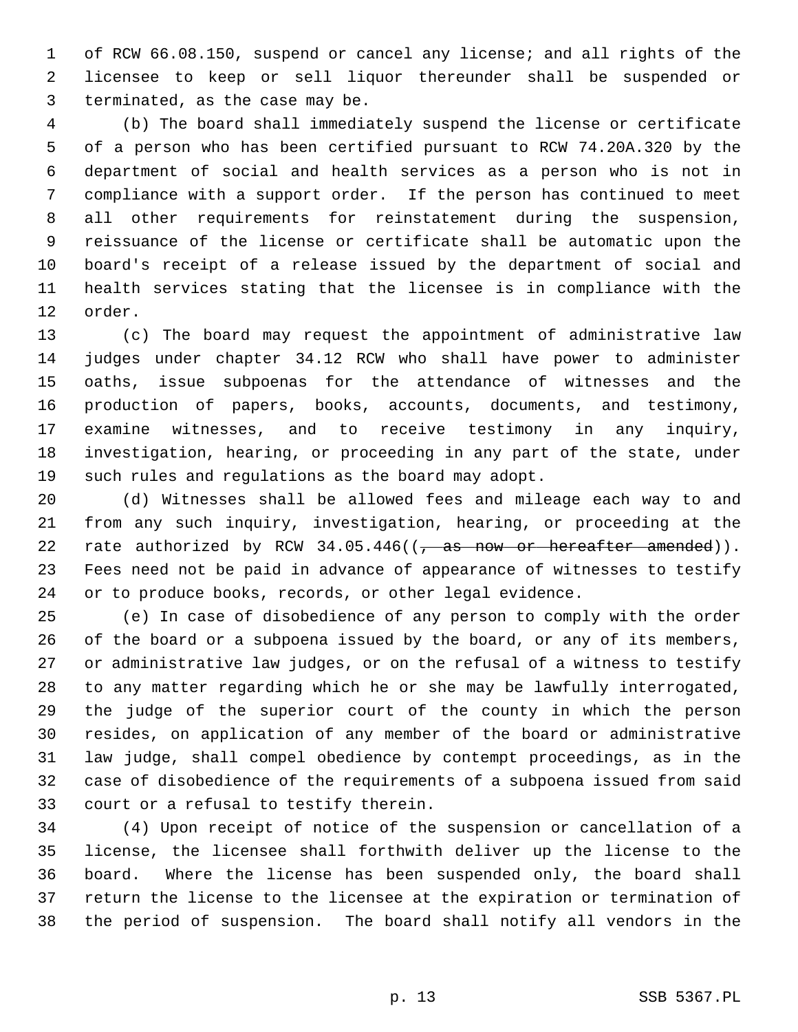of RCW 66.08.150, suspend or cancel any license; and all rights of the licensee to keep or sell liquor thereunder shall be suspended or terminated, as the case may be.

(b) The board shall immediately suspend the license or certificate of a person who has been certified pursuant to RCW 74.20A.320 by the department of social and health services as a person who is not in compliance with a support order. If the person has continued to meet all other requirements for reinstatement during the suspension, reissuance of the license or certificate shall be automatic upon the board's receipt of a release issued by the department of social and health services stating that the licensee is in compliance with the order.

(c) The board may request the appointment of administrative law judges under chapter 34.12 RCW who shall have power to administer oaths, issue subpoenas for the attendance of witnesses and the production of papers, books, accounts, documents, and testimony, examine witnesses, and to receive testimony in any inquiry, investigation, hearing, or proceeding in any part of the state, under such rules and regulations as the board may adopt.

(d) Witnesses shall be allowed fees and mileage each way to and from any such inquiry, investigation, hearing, or proceeding at the rate authorized by RCW 34.05.446((~~, as now or hereafter amended~~)). Fees need not be paid in advance of appearance of witnesses to testify or to produce books, records, or other legal evidence.

(e) In case of disobedience of any person to comply with the order of the board or a subpoena issued by the board, or any of its members, or administrative law judges, or on the refusal of a witness to testify to any matter regarding which he or she may be lawfully interrogated, the judge of the superior court of the county in which the person resides, on application of any member of the board or administrative law judge, shall compel obedience by contempt proceedings, as in the case of disobedience of the requirements of a subpoena issued from said court or a refusal to testify therein.

(4) Upon receipt of notice of the suspension or cancellation of a license, the licensee shall forthwith deliver up the license to the board. Where the license has been suspended only, the board shall return the license to the licensee at the expiration or termination of the period of suspension. The board shall notify all vendors in the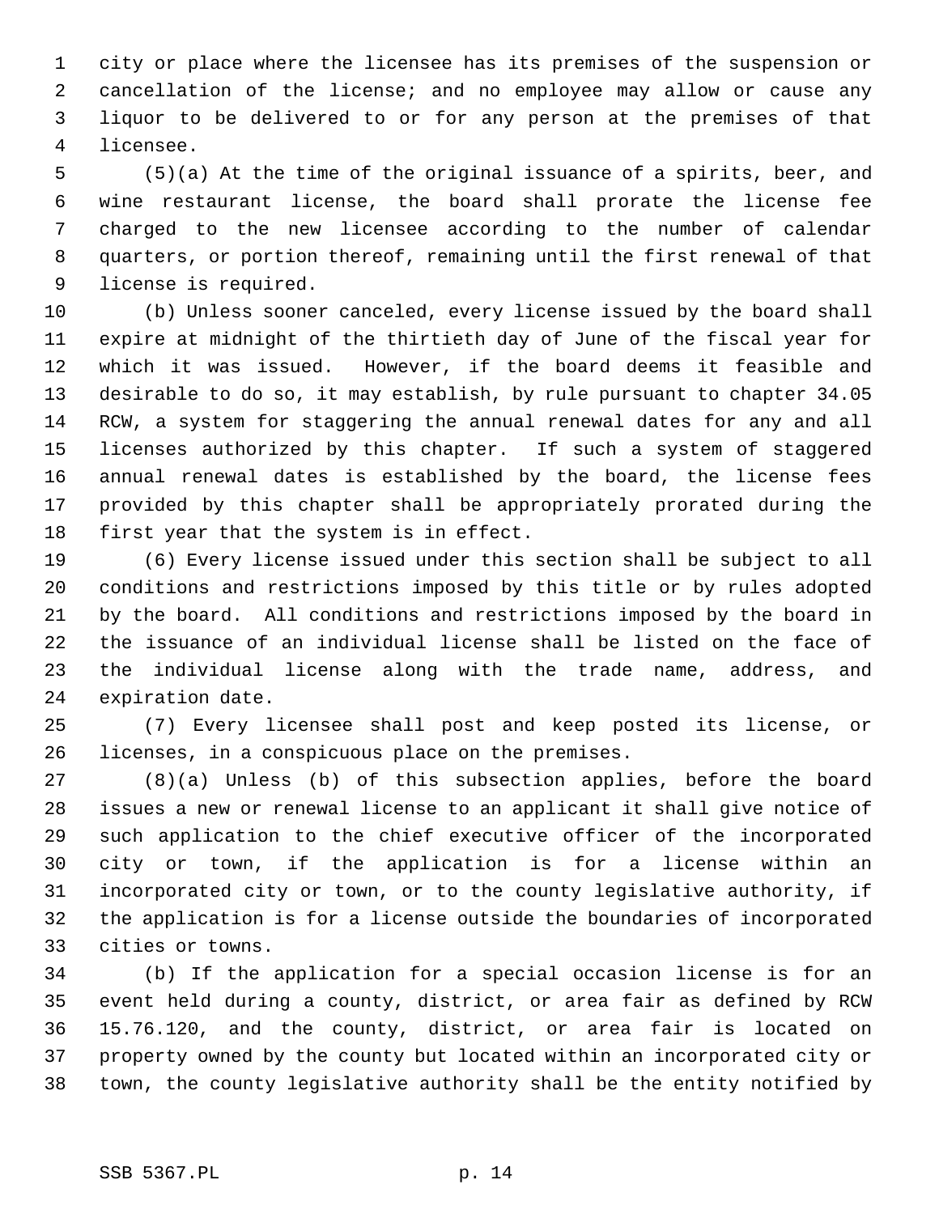city or place where the licensee has its premises of the suspension or cancellation of the license; and no employee may allow or cause any liquor to be delivered to or for any person at the premises of that licensee.

(5)(a) At the time of the original issuance of a spirits, beer, and wine restaurant license, the board shall prorate the license fee charged to the new licensee according to the number of calendar quarters, or portion thereof, remaining until the first renewal of that license is required.

(b) Unless sooner canceled, every license issued by the board shall expire at midnight of the thirtieth day of June of the fiscal year for which it was issued. However, if the board deems it feasible and desirable to do so, it may establish, by rule pursuant to chapter 34.05 RCW, a system for staggering the annual renewal dates for any and all licenses authorized by this chapter. If such a system of staggered annual renewal dates is established by the board, the license fees provided by this chapter shall be appropriately prorated during the first year that the system is in effect.

(6) Every license issued under this section shall be subject to all conditions and restrictions imposed by this title or by rules adopted by the board. All conditions and restrictions imposed by the board in the issuance of an individual license shall be listed on the face of the individual license along with the trade name, address, and expiration date.

(7) Every licensee shall post and keep posted its license, or licenses, in a conspicuous place on the premises.

(8)(a) Unless (b) of this subsection applies, before the board issues a new or renewal license to an applicant it shall give notice of such application to the chief executive officer of the incorporated city or town, if the application is for a license within an incorporated city or town, or to the county legislative authority, if the application is for a license outside the boundaries of incorporated cities or towns.

(b) If the application for a special occasion license is for an event held during a county, district, or area fair as defined by RCW 15.76.120, and the county, district, or area fair is located on property owned by the county but located within an incorporated city or town, the county legislative authority shall be the entity notified by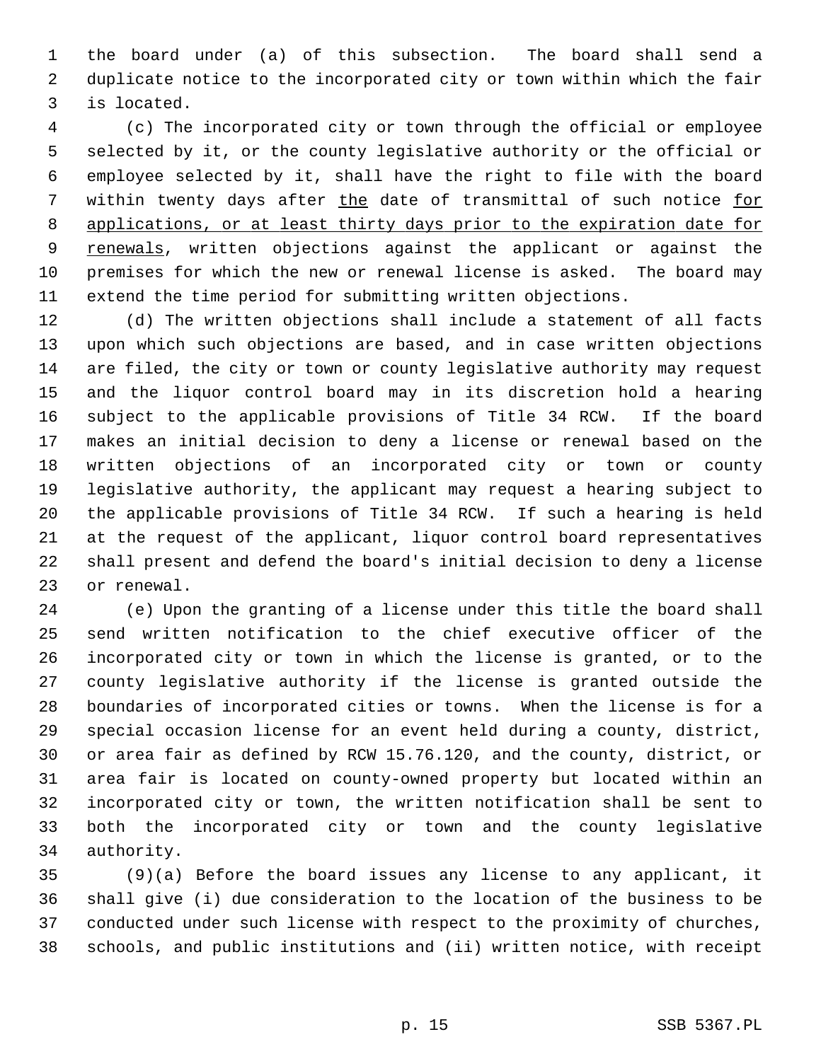the board under (a) of this subsection. The board shall send a duplicate notice to the incorporated city or town within which the fair is located.

(c) The incorporated city or town through the official or employee selected by it, or the county legislative authority or the official or employee selected by it, shall have the right to file with the board within twenty days after the date of transmittal of such notice for applications, or at least thirty days prior to the expiration date for renewals, written objections against the applicant or against the premises for which the new or renewal license is asked. The board may extend the time period for submitting written objections.

(d) The written objections shall include a statement of all facts upon which such objections are based, and in case written objections are filed, the city or town or county legislative authority may request and the liquor control board may in its discretion hold a hearing subject to the applicable provisions of Title 34 RCW. If the board makes an initial decision to deny a license or renewal based on the written objections of an incorporated city or town or county legislative authority, the applicant may request a hearing subject to the applicable provisions of Title 34 RCW. If such a hearing is held at the request of the applicant, liquor control board representatives shall present and defend the board's initial decision to deny a license or renewal.

(e) Upon the granting of a license under this title the board shall send written notification to the chief executive officer of the incorporated city or town in which the license is granted, or to the county legislative authority if the license is granted outside the boundaries of incorporated cities or towns. When the license is for a special occasion license for an event held during a county, district, or area fair as defined by RCW 15.76.120, and the county, district, or area fair is located on county-owned property but located within an incorporated city or town, the written notification shall be sent to both the incorporated city or town and the county legislative authority.

(9)(a) Before the board issues any license to any applicant, it shall give (i) due consideration to the location of the business to be conducted under such license with respect to the proximity of churches, schools, and public institutions and (ii) written notice, with receipt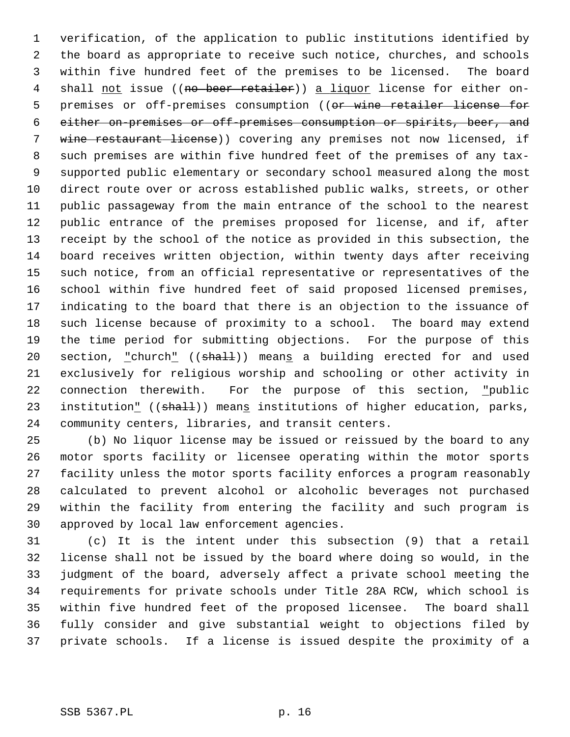verification, of the application to public institutions identified by the board as appropriate to receive such notice, churches, and schools within five hundred feet of the premises to be licensed. The board shall not issue ((~~no beer retailer~~)) a liquor license for either on-premises or off-premises consumption ((~~or wine retailer license for either on-premises or off-premises consumption or spirits, beer, and wine restaurant license~~)) covering any premises not now licensed, if such premises are within five hundred feet of the premises of any tax-supported public elementary or secondary school measured along the most direct route over or across established public walks, streets, or other public passageway from the main entrance of the school to the nearest public entrance of the premises proposed for license, and if, after receipt by the school of the notice as provided in this subsection, the board receives written objection, within twenty days after receiving such notice, from an official representative or representatives of the school within five hundred feet of said proposed licensed premises, indicating to the board that there is an objection to the issuance of such license because of proximity to a school. The board may extend the time period for submitting objections. For the purpose of this section, "church" ((~~shall~~)) means a building erected for and used exclusively for religious worship and schooling or other activity in connection therewith. For the purpose of this section, "public institution" ((~~shall~~)) means institutions of higher education, parks, community centers, libraries, and transit centers.

(b) No liquor license may be issued or reissued by the board to any motor sports facility or licensee operating within the motor sports facility unless the motor sports facility enforces a program reasonably calculated to prevent alcohol or alcoholic beverages not purchased within the facility from entering the facility and such program is approved by local law enforcement agencies.

(c) It is the intent under this subsection (9) that a retail license shall not be issued by the board where doing so would, in the judgment of the board, adversely affect a private school meeting the requirements for private schools under Title 28A RCW, which school is within five hundred feet of the proposed licensee. The board shall fully consider and give substantial weight to objections filed by private schools. If a license is issued despite the proximity of a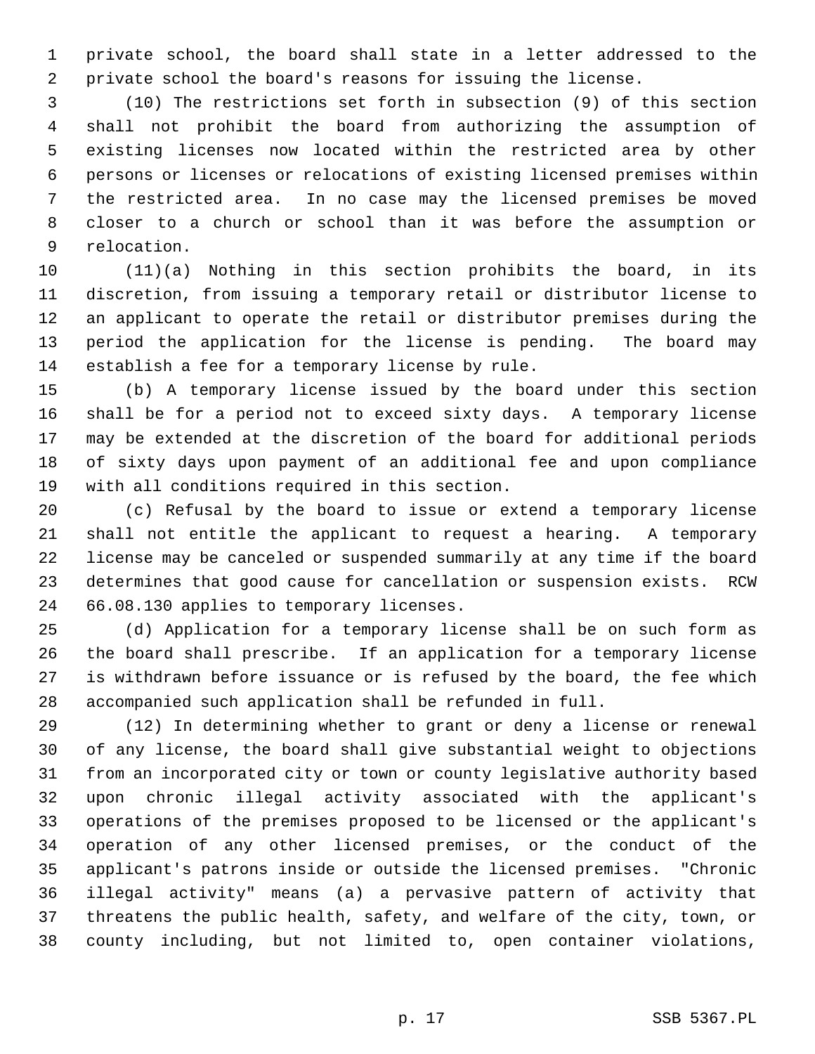private school, the board shall state in a letter addressed to the private school the board's reasons for issuing the license.

(10) The restrictions set forth in subsection (9) of this section shall not prohibit the board from authorizing the assumption of existing licenses now located within the restricted area by other persons or licenses or relocations of existing licensed premises within the restricted area. In no case may the licensed premises be moved closer to a church or school than it was before the assumption or relocation.

(11)(a) Nothing in this section prohibits the board, in its discretion, from issuing a temporary retail or distributor license to an applicant to operate the retail or distributor premises during the period the application for the license is pending. The board may establish a fee for a temporary license by rule.

(b) A temporary license issued by the board under this section shall be for a period not to exceed sixty days. A temporary license may be extended at the discretion of the board for additional periods of sixty days upon payment of an additional fee and upon compliance with all conditions required in this section.

(c) Refusal by the board to issue or extend a temporary license shall not entitle the applicant to request a hearing. A temporary license may be canceled or suspended summarily at any time if the board determines that good cause for cancellation or suspension exists. RCW 66.08.130 applies to temporary licenses.

(d) Application for a temporary license shall be on such form as the board shall prescribe. If an application for a temporary license is withdrawn before issuance or is refused by the board, the fee which accompanied such application shall be refunded in full.

(12) In determining whether to grant or deny a license or renewal of any license, the board shall give substantial weight to objections from an incorporated city or town or county legislative authority based upon chronic illegal activity associated with the applicant's operations of the premises proposed to be licensed or the applicant's operation of any other licensed premises, or the conduct of the applicant's patrons inside or outside the licensed premises. "Chronic illegal activity" means (a) a pervasive pattern of activity that threatens the public health, safety, and welfare of the city, town, or county including, but not limited to, open container violations,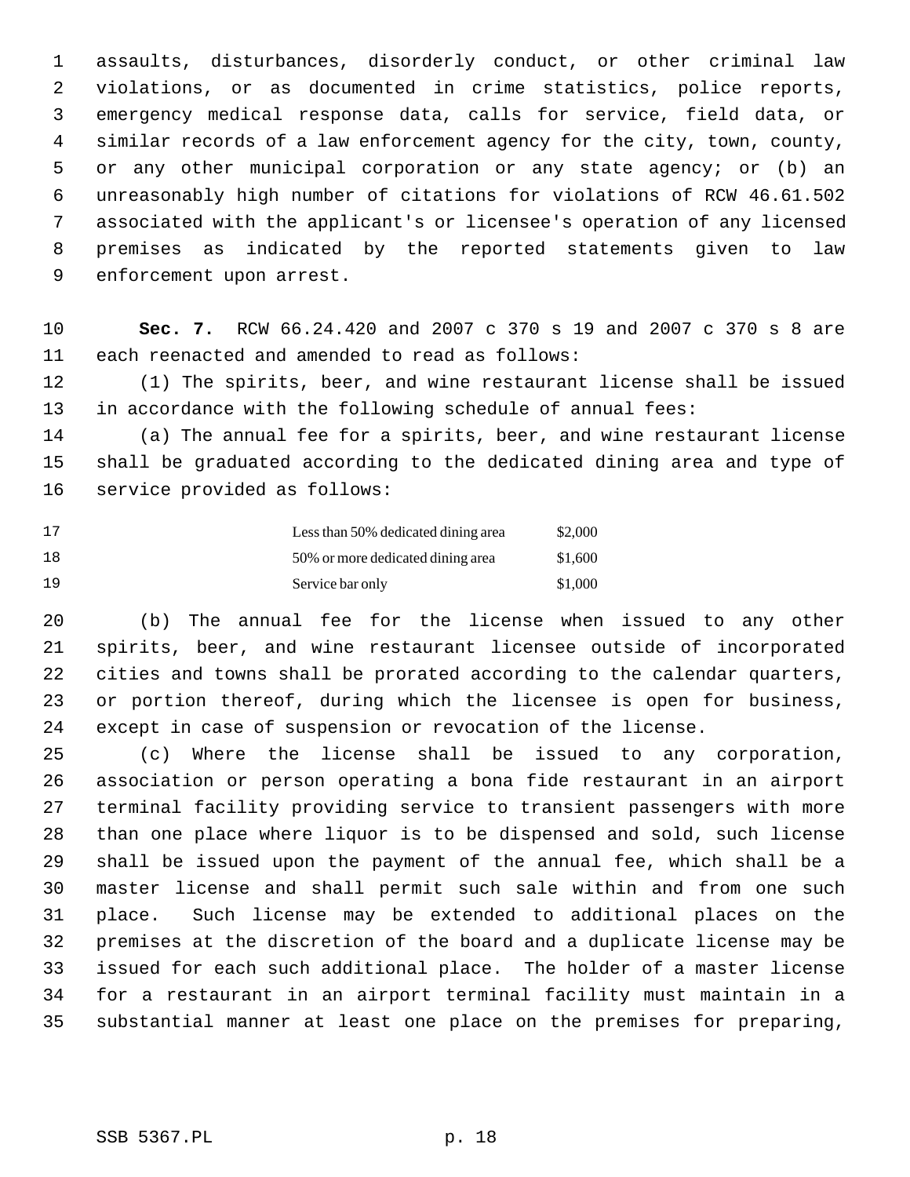assaults, disturbances, disorderly conduct, or other criminal law violations, or as documented in crime statistics, police reports, emergency medical response data, calls for service, field data, or similar records of a law enforcement agency for the city, town, county, or any other municipal corporation or any state agency; or (b) an unreasonably high number of citations for violations of RCW 46.61.502 associated with the applicant's or licensee's operation of any licensed premises as indicated by the reported statements given to law enforcement upon arrest.

**Sec. 7.** RCW 66.24.420 and 2007 c 370 s 19 and 2007 c 370 s 8 are each reenacted and amended to read as follows:

(1) The spirits, beer, and wine restaurant license shall be issued in accordance with the following schedule of annual fees:

(a) The annual fee for a spirits, beer, and wine restaurant license shall be graduated according to the dedicated dining area and type of service provided as follows:

| | |
|---|---|
| Less than 50% dedicated dining area | $2,000 |
| 50% or more dedicated dining area | $1,600 |
| Service bar only | $1,000 |

(b) The annual fee for the license when issued to any other spirits, beer, and wine restaurant licensee outside of incorporated cities and towns shall be prorated according to the calendar quarters, or portion thereof, during which the licensee is open for business, except in case of suspension or revocation of the license.

(c) Where the license shall be issued to any corporation, association or person operating a bona fide restaurant in an airport terminal facility providing service to transient passengers with more than one place where liquor is to be dispensed and sold, such license shall be issued upon the payment of the annual fee, which shall be a master license and shall permit such sale within and from one such place. Such license may be extended to additional places on the premises at the discretion of the board and a duplicate license may be issued for each such additional place. The holder of a master license for a restaurant in an airport terminal facility must maintain in a substantial manner at least one place on the premises for preparing,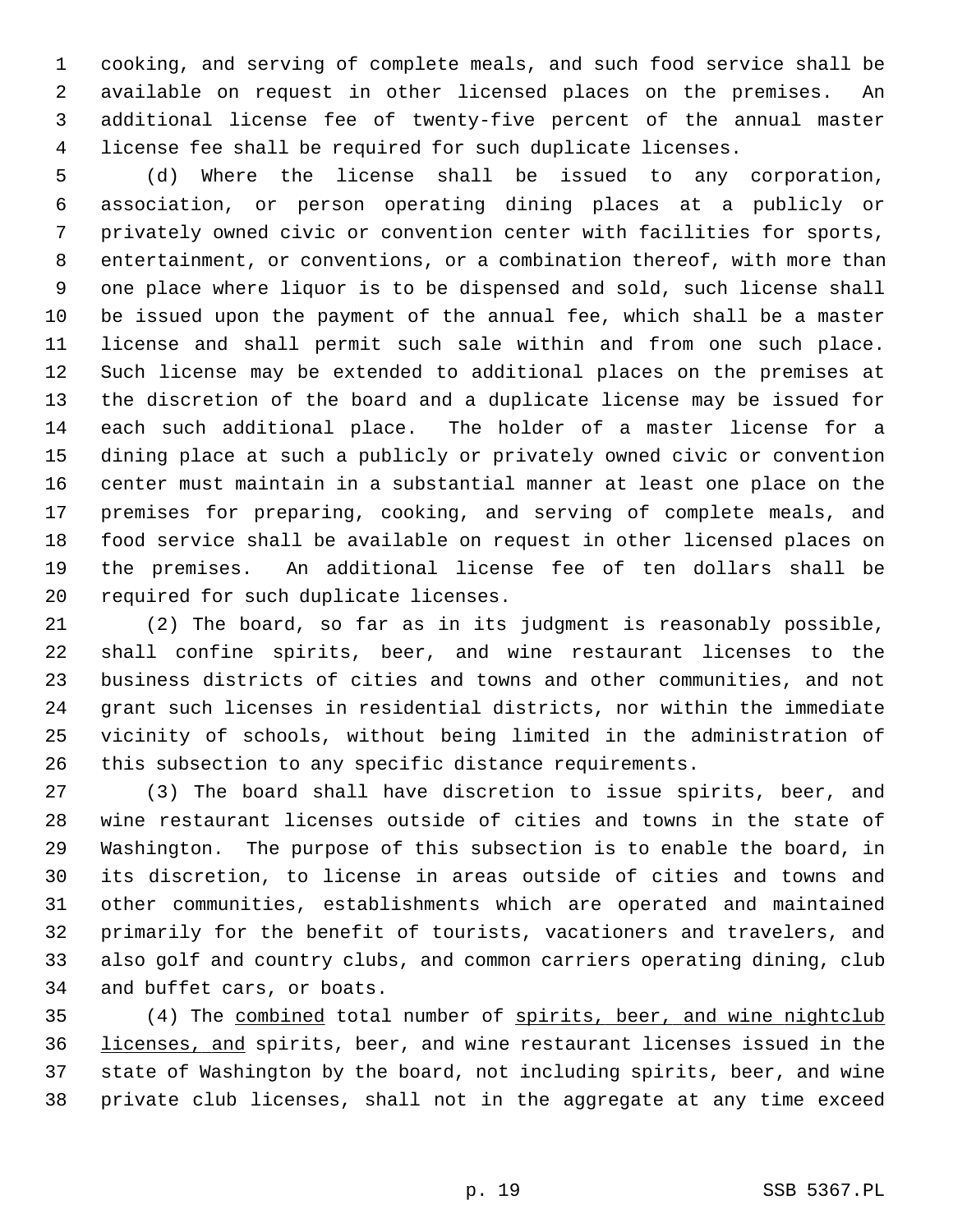cooking, and serving of complete meals, and such food service shall be available on request in other licensed places on the premises. An additional license fee of twenty-five percent of the annual master license fee shall be required for such duplicate licenses.

(d) Where the license shall be issued to any corporation, association, or person operating dining places at a publicly or privately owned civic or convention center with facilities for sports, entertainment, or conventions, or a combination thereof, with more than one place where liquor is to be dispensed and sold, such license shall be issued upon the payment of the annual fee, which shall be a master license and shall permit such sale within and from one such place. Such license may be extended to additional places on the premises at the discretion of the board and a duplicate license may be issued for each such additional place. The holder of a master license for a dining place at such a publicly or privately owned civic or convention center must maintain in a substantial manner at least one place on the premises for preparing, cooking, and serving of complete meals, and food service shall be available on request in other licensed places on the premises. An additional license fee of ten dollars shall be required for such duplicate licenses.

(2) The board, so far as in its judgment is reasonably possible, shall confine spirits, beer, and wine restaurant licenses to the business districts of cities and towns and other communities, and not grant such licenses in residential districts, nor within the immediate vicinity of schools, without being limited in the administration of this subsection to any specific distance requirements.

(3) The board shall have discretion to issue spirits, beer, and wine restaurant licenses outside of cities and towns in the state of Washington. The purpose of this subsection is to enable the board, in its discretion, to license in areas outside of cities and towns and other communities, establishments which are operated and maintained primarily for the benefit of tourists, vacationers and travelers, and also golf and country clubs, and common carriers operating dining, club and buffet cars, or boats.

(4) The <u>combined</u> total number of <u>spirits, beer, and wine nightclub licenses, and</u> spirits, beer, and wine restaurant licenses issued in the state of Washington by the board, not including spirits, beer, and wine private club licenses, shall not in the aggregate at any time exceed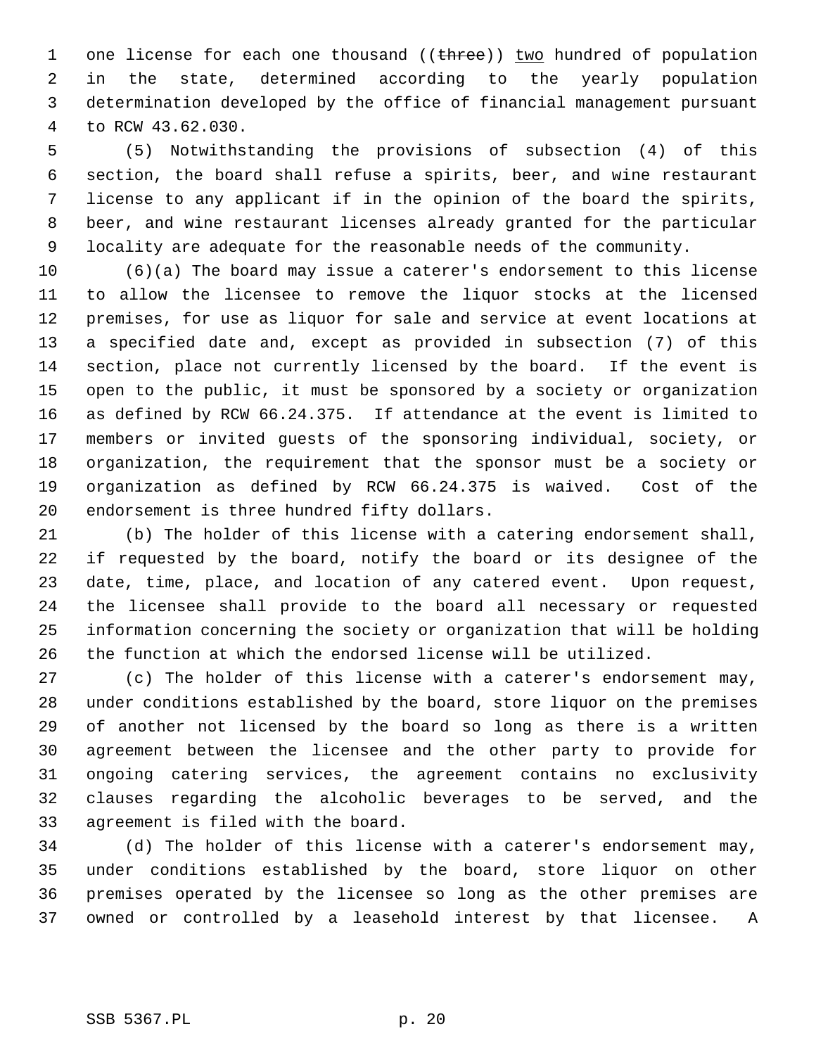one license for each one thousand ((~~three~~)) <u>two</u> hundred of population in the state, determined according to the yearly population determination developed by the office of financial management pursuant to RCW 43.62.030.

(5) Notwithstanding the provisions of subsection (4) of this section, the board shall refuse a spirits, beer, and wine restaurant license to any applicant if in the opinion of the board the spirits, beer, and wine restaurant licenses already granted for the particular locality are adequate for the reasonable needs of the community.

(6)(a) The board may issue a caterer's endorsement to this license to allow the licensee to remove the liquor stocks at the licensed premises, for use as liquor for sale and service at event locations at a specified date and, except as provided in subsection (7) of this section, place not currently licensed by the board. If the event is open to the public, it must be sponsored by a society or organization as defined by RCW 66.24.375. If attendance at the event is limited to members or invited guests of the sponsoring individual, society, or organization, the requirement that the sponsor must be a society or organization as defined by RCW 66.24.375 is waived. Cost of the endorsement is three hundred fifty dollars.

(b) The holder of this license with a catering endorsement shall, if requested by the board, notify the board or its designee of the date, time, place, and location of any catered event. Upon request, the licensee shall provide to the board all necessary or requested information concerning the society or organization that will be holding the function at which the endorsed license will be utilized.

(c) The holder of this license with a caterer's endorsement may, under conditions established by the board, store liquor on the premises of another not licensed by the board so long as there is a written agreement between the licensee and the other party to provide for ongoing catering services, the agreement contains no exclusivity clauses regarding the alcoholic beverages to be served, and the agreement is filed with the board.

(d) The holder of this license with a caterer's endorsement may, under conditions established by the board, store liquor on other premises operated by the licensee so long as the other premises are owned or controlled by a leasehold interest by that licensee. A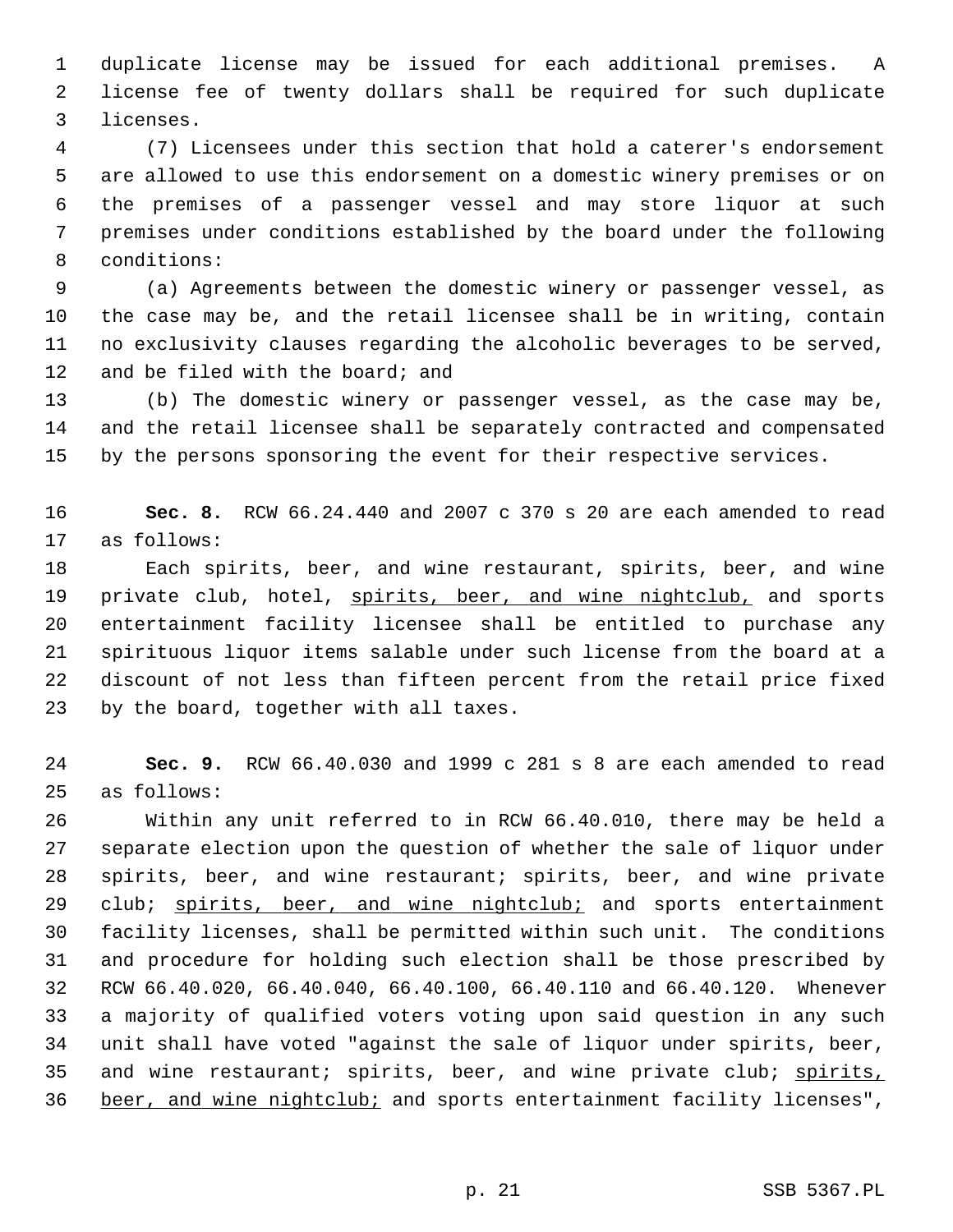duplicate license may be issued for each additional premises. A license fee of twenty dollars shall be required for such duplicate licenses.

(7) Licensees under this section that hold a caterer's endorsement are allowed to use this endorsement on a domestic winery premises or on the premises of a passenger vessel and may store liquor at such premises under conditions established by the board under the following conditions:

(a) Agreements between the domestic winery or passenger vessel, as the case may be, and the retail licensee shall be in writing, contain no exclusivity clauses regarding the alcoholic beverages to be served, and be filed with the board; and

(b) The domestic winery or passenger vessel, as the case may be, and the retail licensee shall be separately contracted and compensated by the persons sponsoring the event for their respective services.

**Sec. 8.** RCW 66.24.440 and 2007 c 370 s 20 are each amended to read as follows:

Each spirits, beer, and wine restaurant, spirits, beer, and wine private club, hotel, <u>spirits, beer, and wine nightclub,</u> and sports entertainment facility licensee shall be entitled to purchase any spirituous liquor items salable under such license from the board at a discount of not less than fifteen percent from the retail price fixed by the board, together with all taxes.

**Sec. 9.** RCW 66.40.030 and 1999 c 281 s 8 are each amended to read as follows:

Within any unit referred to in RCW 66.40.010, there may be held a separate election upon the question of whether the sale of liquor under spirits, beer, and wine restaurant; spirits, beer, and wine private club; <u>spirits, beer, and wine nightclub;</u> and sports entertainment facility licenses, shall be permitted within such unit. The conditions and procedure for holding such election shall be those prescribed by RCW 66.40.020, 66.40.040, 66.40.100, 66.40.110 and 66.40.120. Whenever a majority of qualified voters voting upon said question in any such unit shall have voted "against the sale of liquor under spirits, beer, and wine restaurant; spirits, beer, and wine private club; <u>spirits, beer, and wine nightclub;</u> and sports entertainment facility licenses",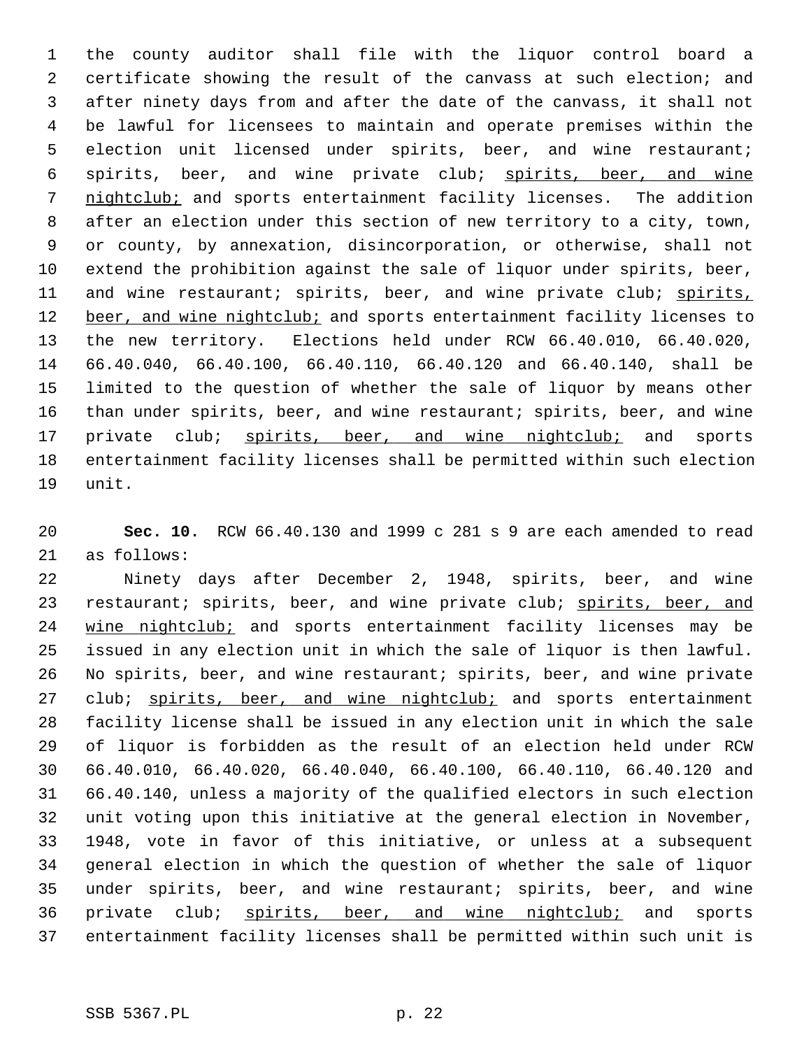the county auditor shall file with the liquor control board a certificate showing the result of the canvass at such election; and after ninety days from and after the date of the canvass, it shall not be lawful for licensees to maintain and operate premises within the election unit licensed under spirits, beer, and wine restaurant; spirits, beer, and wine private club; <u>spirits, beer, and wine nightclub;</u> and sports entertainment facility licenses. The addition after an election under this section of new territory to a city, town, or county, by annexation, disincorporation, or otherwise, shall not extend the prohibition against the sale of liquor under spirits, beer, and wine restaurant; spirits, beer, and wine private club; <u>spirits, beer, and wine nightclub;</u> and sports entertainment facility licenses to the new territory. Elections held under RCW 66.40.010, 66.40.020, 66.40.040, 66.40.100, 66.40.110, 66.40.120 and 66.40.140, shall be limited to the question of whether the sale of liquor by means other than under spirits, beer, and wine restaurant; spirits, beer, and wine private club; <u>spirits, beer, and wine nightclub;</u> and sports entertainment facility licenses shall be permitted within such election unit.

**Sec. 10.** RCW 66.40.130 and 1999 c 281 s 9 are each amended to read as follows:

Ninety days after December 2, 1948, spirits, beer, and wine restaurant; spirits, beer, and wine private club; <u>spirits, beer, and wine nightclub;</u> and sports entertainment facility licenses may be issued in any election unit in which the sale of liquor is then lawful. No spirits, beer, and wine restaurant; spirits, beer, and wine private club; <u>spirits, beer, and wine nightclub;</u> and sports entertainment facility license shall be issued in any election unit in which the sale of liquor is forbidden as the result of an election held under RCW 66.40.010, 66.40.020, 66.40.040, 66.40.100, 66.40.110, 66.40.120 and 66.40.140, unless a majority of the qualified electors in such election unit voting upon this initiative at the general election in November, 1948, vote in favor of this initiative, or unless at a subsequent general election in which the question of whether the sale of liquor under spirits, beer, and wine restaurant; spirits, beer, and wine private club; <u>spirits, beer, and wine nightclub;</u> and sports entertainment facility licenses shall be permitted within such unit is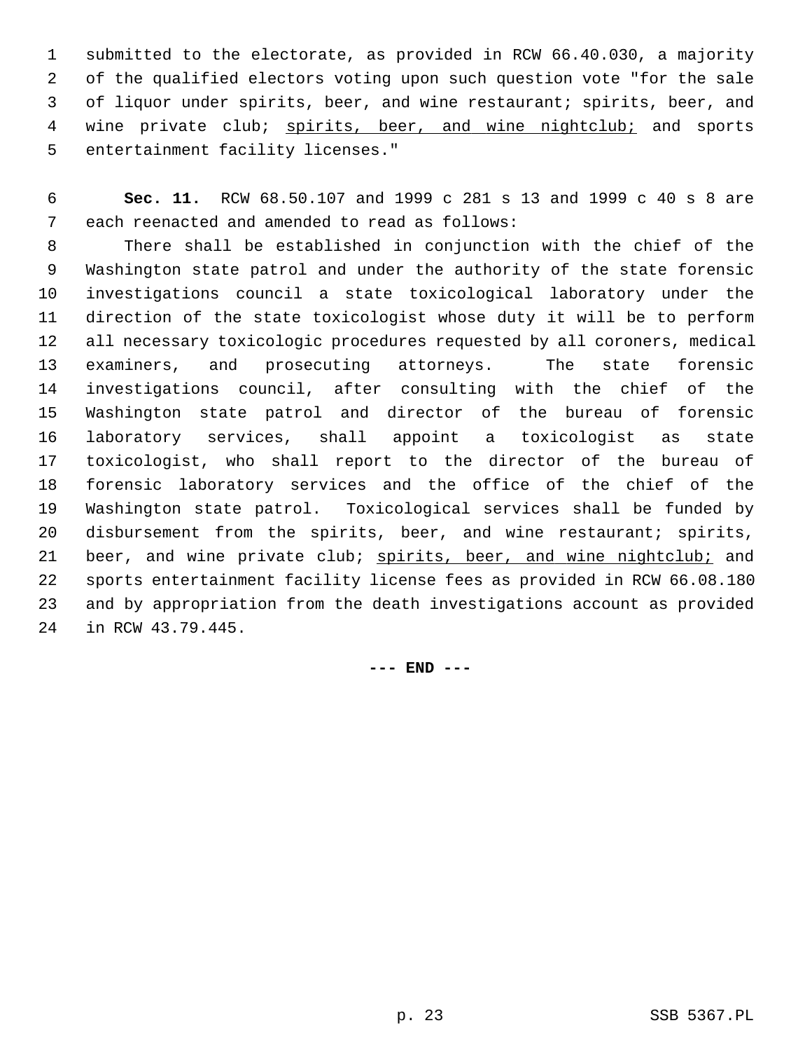submitted to the electorate, as provided in RCW 66.40.030, a majority of the qualified electors voting upon such question vote "for the sale of liquor under spirits, beer, and wine restaurant; spirits, beer, and wine private club; <u>spirits, beer, and wine nightclub;</u> and sports entertainment facility licenses."

**Sec. 11.** RCW 68.50.107 and 1999 c 281 s 13 and 1999 c 40 s 8 are each reenacted and amended to read as follows:

There shall be established in conjunction with the chief of the Washington state patrol and under the authority of the state forensic investigations council a state toxicological laboratory under the direction of the state toxicologist whose duty it will be to perform all necessary toxicologic procedures requested by all coroners, medical examiners, and prosecuting attorneys. The state forensic investigations council, after consulting with the chief of the Washington state patrol and director of the bureau of forensic laboratory services, shall appoint a toxicologist as state toxicologist, who shall report to the director of the bureau of forensic laboratory services and the office of the chief of the Washington state patrol. Toxicological services shall be funded by disbursement from the spirits, beer, and wine restaurant; spirits, beer, and wine private club; <u>spirits, beer, and wine nightclub;</u> and sports entertainment facility license fees as provided in RCW 66.08.180 and by appropriation from the death investigations account as provided in RCW 43.79.445.

**--- END ---**